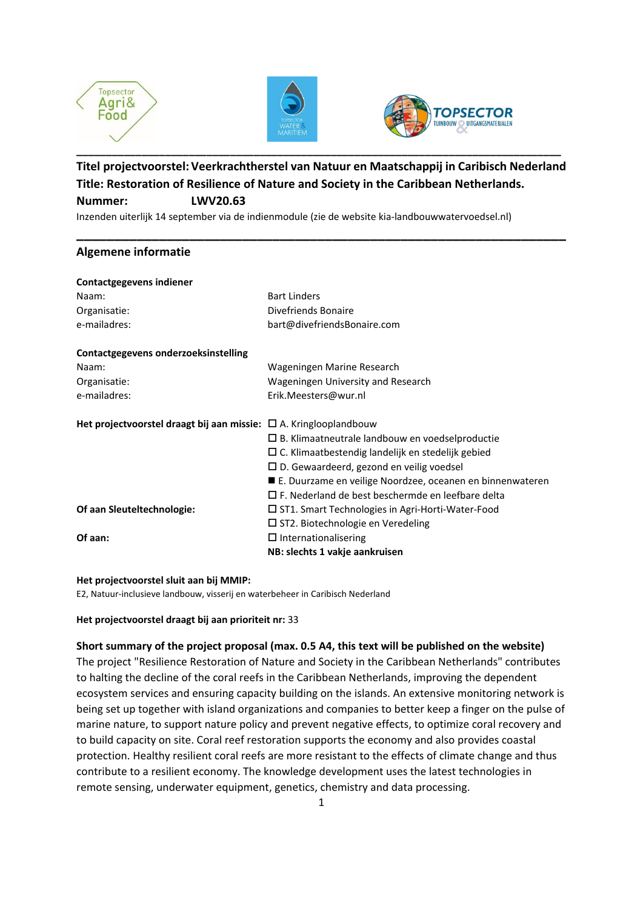**Titel projectvoorstel: Veerkrachtherstel van Natuur en Maatschappij in Caribisch Nederland**
**Title: Restoration of Resilience of Nature and Society in the Caribbean Netherlands.**
**Nummer: LWV20.63**

Inzenden uiterlijk 14 september via de indienmodule (zie de website kia-landbouwwatervoedsel.nl)

---

## Algemene informatie

**Contactgegevens indiener**

| | |
|---|---|
| Naam: | Bart Linders |
| Organisatie: | Divefriends Bonaire |
| e-mailadres: | bart@divefriendsBonaire.com |

**Contactgegevens onderzoeksinstelling**

| | |
|---|---|
| Naam: | Wageningen Marine Research |
| Organisatie: | Wageningen University and Research |
| e-mailadres: | Erik.Meesters@wur.nl |

| | |
|---|---|
| **Het projectvoorstel draagt bij aan missie:** | ☐ A. Kringlooplandbouw |
| | ☐ B. Klimaatneutrale landbouw en voedselproductie |
| | ☐ C. Klimaatbestendig landelijk en stedelijk gebied |
| | ☐ D. Gewaardeerd, gezond en veilig voedsel |
| | ■ E. Duurzame en veilige Noordzee, oceanen en binnenwateren |
| | ☐ F. Nederland de best beschermde en leefbare delta |
| **Of aan Sleuteltechnologie:** | ☐ ST1. Smart Technologies in Agri-Horti-Water-Food |
| | ☐ ST2. Biotechnologie en Veredeling |
| **Of aan:** | ☐ Internationalisering |
| | **NB: slechts 1 vakje aankruisen** |

**Het projectvoorstel sluit aan bij MMIP:**
E2, Natuur-inclusieve landbouw, visserij en waterbeheer in Caribisch Nederland

**Het projectvoorstel draagt bij aan prioriteit nr:** 33

**Short summary of the project proposal (max. 0.5 A4, this text will be published on the website)**

The project "Resilience Restoration of Nature and Society in the Caribbean Netherlands" contributes to halting the decline of the coral reefs in the Caribbean Netherlands, improving the dependent ecosystem services and ensuring capacity building on the islands. An extensive monitoring network is being set up together with island organizations and companies to better keep a finger on the pulse of marine nature, to support nature policy and prevent negative effects, to optimize coral recovery and to build capacity on site. Coral reef restoration supports the economy and also provides coastal protection. Healthy resilient coral reefs are more resistant to the effects of climate change and thus contribute to a resilient economy. The knowledge development uses the latest technologies in remote sensing, underwater equipment, genetics, chemistry and data processing.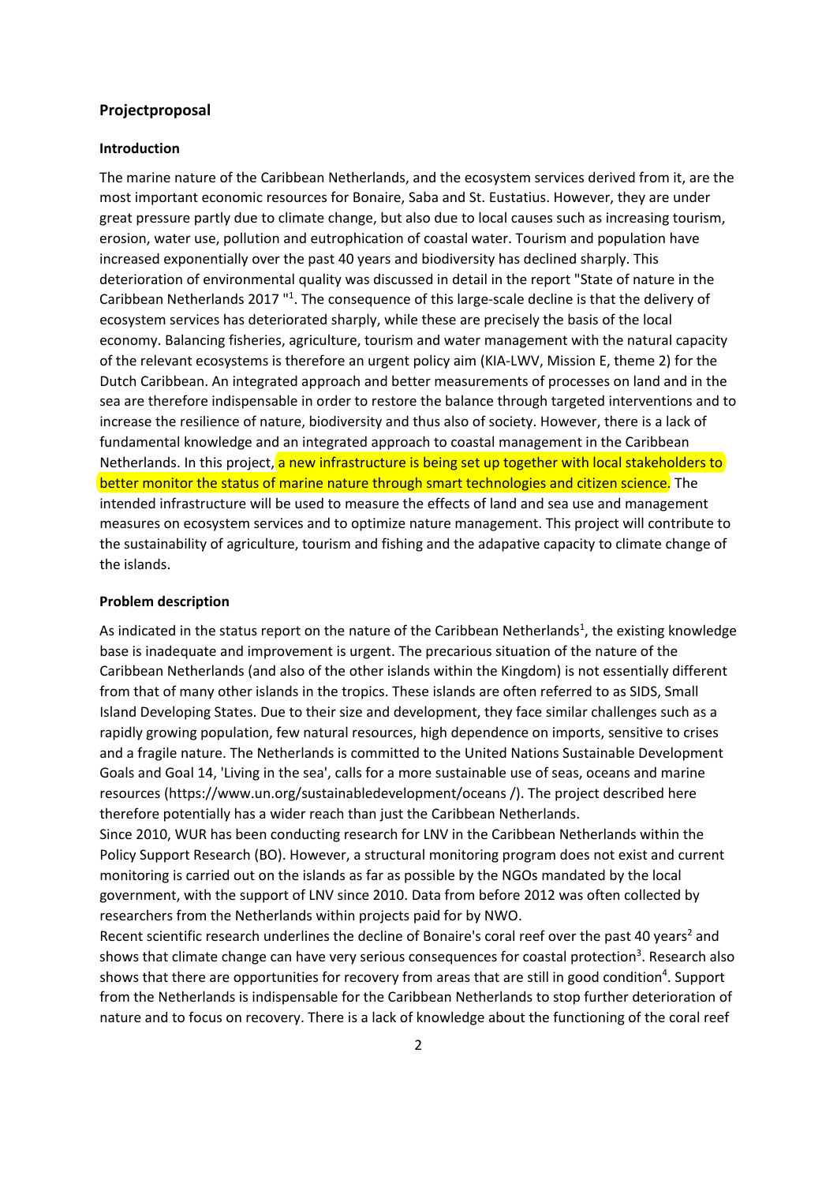## Projectproposal

### Introduction

The marine nature of the Caribbean Netherlands, and the ecosystem services derived from it, are the most important economic resources for Bonaire, Saba and St. Eustatius. However, they are under great pressure partly due to climate change, but also due to local causes such as increasing tourism, erosion, water use, pollution and eutrophication of coastal water. Tourism and population have increased exponentially over the past 40 years and biodiversity has declined sharply. This deterioration of environmental quality was discussed in detail in the report "State of nature in the Caribbean Netherlands 2017 "[1]. The consequence of this large-scale decline is that the delivery of ecosystem services has deteriorated sharply, while these are precisely the basis of the local economy. Balancing fisheries, agriculture, tourism and water management with the natural capacity of the relevant ecosystems is therefore an urgent policy aim (KIA-LWV, Mission E, theme 2) for the Dutch Caribbean. An integrated approach and better measurements of processes on land and in the sea are therefore indispensable in order to restore the balance through targeted interventions and to increase the resilience of nature, biodiversity and thus also of society. However, there is a lack of fundamental knowledge and an integrated approach to coastal management in the Caribbean Netherlands. In this project, a new infrastructure is being set up together with local stakeholders to better monitor the status of marine nature through smart technologies and citizen science. The intended infrastructure will be used to measure the effects of land and sea use and management measures on ecosystem services and to optimize nature management. This project will contribute to the sustainability of agriculture, tourism and fishing and the adapative capacity to climate change of the islands.

### Problem description

As indicated in the status report on the nature of the Caribbean Netherlands[1], the existing knowledge base is inadequate and improvement is urgent. The precarious situation of the nature of the Caribbean Netherlands (and also of the other islands within the Kingdom) is not essentially different from that of many other islands in the tropics. These islands are often referred to as SIDS, Small Island Developing States. Due to their size and development, they face similar challenges such as a rapidly growing population, few natural resources, high dependence on imports, sensitive to crises and a fragile nature. The Netherlands is committed to the United Nations Sustainable Development Goals and Goal 14, 'Living in the sea', calls for a more sustainable use of seas, oceans and marine resources (https://www.un.org/sustainabledevelopment/oceans /). The project described here therefore potentially has a wider reach than just the Caribbean Netherlands.

Since 2010, WUR has been conducting research for LNV in the Caribbean Netherlands within the Policy Support Research (BO). However, a structural monitoring program does not exist and current monitoring is carried out on the islands as far as possible by the NGOs mandated by the local government, with the support of LNV since 2010. Data from before 2012 was often collected by researchers from the Netherlands within projects paid for by NWO.

Recent scientific research underlines the decline of Bonaire's coral reef over the past 40 years[2] and shows that climate change can have very serious consequences for coastal protection[3]. Research also shows that there are opportunities for recovery from areas that are still in good condition[4]. Support from the Netherlands is indispensable for the Caribbean Netherlands to stop further deterioration of nature and to focus on recovery. There is a lack of knowledge about the functioning of the coral reef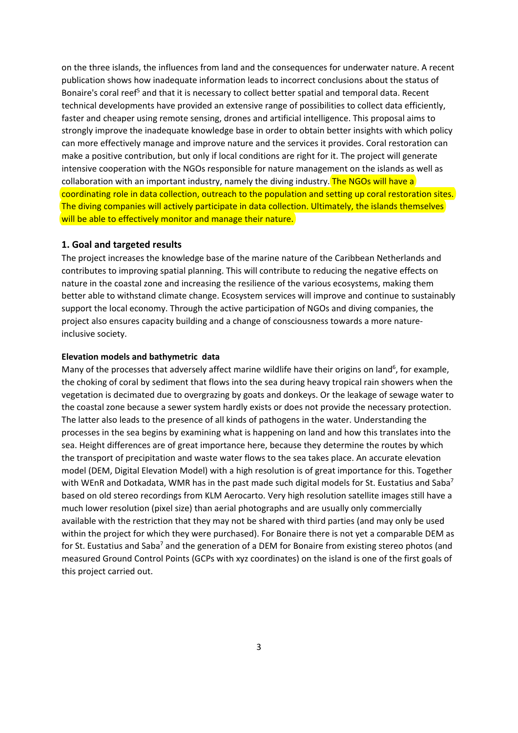on the three islands, the influences from land and the consequences for underwater nature. A recent publication shows how inadequate information leads to incorrect conclusions about the status of Bonaire's coral reef[5] and that it is necessary to collect better spatial and temporal data. Recent technical developments have provided an extensive range of possibilities to collect data efficiently, faster and cheaper using remote sensing, drones and artificial intelligence. This proposal aims to strongly improve the inadequate knowledge base in order to obtain better insights with which policy can more effectively manage and improve nature and the services it provides. Coral restoration can make a positive contribution, but only if local conditions are right for it. The project will generate intensive cooperation with the NGOs responsible for nature management on the islands as well as collaboration with an important industry, namely the diving industry. The NGOs will have a coordinating role in data collection, outreach to the population and setting up coral restoration sites. The diving companies will actively participate in data collection. Ultimately, the islands themselves will be able to effectively monitor and manage their nature.

## 1. Goal and targeted results

The project increases the knowledge base of the marine nature of the Caribbean Netherlands and contributes to improving spatial planning. This will contribute to reducing the negative effects on nature in the coastal zone and increasing the resilience of the various ecosystems, making them better able to withstand climate change. Ecosystem services will improve and continue to sustainably support the local economy. Through the active participation of NGOs and diving companies, the project also ensures capacity building and a change of consciousness towards a more nature-inclusive society.

### Elevation models and bathymetric data

Many of the processes that adversely affect marine wildlife have their origins on land[6], for example, the choking of coral by sediment that flows into the sea during heavy tropical rain showers when the vegetation is decimated due to overgrazing by goats and donkeys. Or the leakage of sewage water to the coastal zone because a sewer system hardly exists or does not provide the necessary protection. The latter also leads to the presence of all kinds of pathogens in the water. Understanding the processes in the sea begins by examining what is happening on land and how this translates into the sea. Height differences are of great importance here, because they determine the routes by which the transport of precipitation and waste water flows to the sea takes place. An accurate elevation model (DEM, Digital Elevation Model) with a high resolution is of great importance for this. Together with WEnR and Dotkadata, WMR has in the past made such digital models for St. Eustatius and Saba[7] based on old stereo recordings from KLM Aerocarto. Very high resolution satellite images still have a much lower resolution (pixel size) than aerial photographs and are usually only commercially available with the restriction that they may not be shared with third parties (and may only be used within the project for which they were purchased). For Bonaire there is not yet a comparable DEM as for St. Eustatius and Saba[7] and the generation of a DEM for Bonaire from existing stereo photos (and measured Ground Control Points (GCPs with xyz coordinates) on the island is one of the first goals of this project carried out.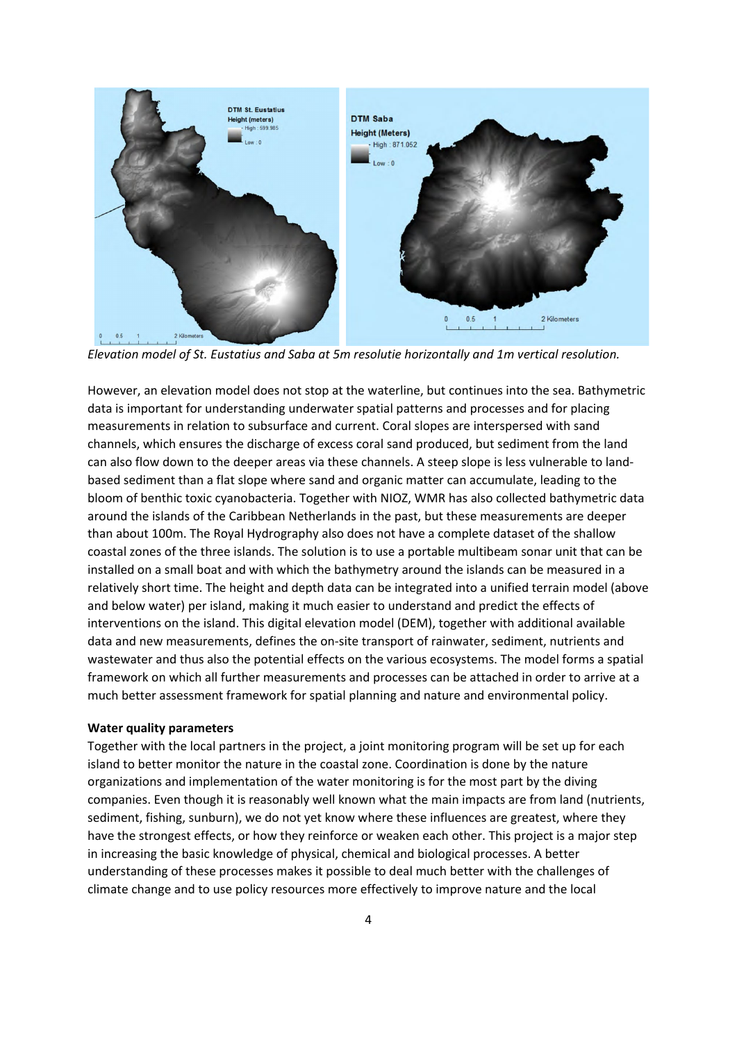*Elevation model of St. Eustatius and Saba at 5m resolutie horizontally and 1m vertical resolution.*

However, an elevation model does not stop at the waterline, but continues into the sea. Bathymetric data is important for understanding underwater spatial patterns and processes and for placing measurements in relation to subsurface and current. Coral slopes are interspersed with sand channels, which ensures the discharge of excess coral sand produced, but sediment from the land can also flow down to the deeper areas via these channels. A steep slope is less vulnerable to land-based sediment than a flat slope where sand and organic matter can accumulate, leading to the bloom of benthic toxic cyanobacteria. Together with NIOZ, WMR has also collected bathymetric data around the islands of the Caribbean Netherlands in the past, but these measurements are deeper than about 100m. The Royal Hydrography also does not have a complete dataset of the shallow coastal zones of the three islands. The solution is to use a portable multibeam sonar unit that can be installed on a small boat and with which the bathymetry around the islands can be measured in a relatively short time. The height and depth data can be integrated into a unified terrain model (above and below water) per island, making it much easier to understand and predict the effects of interventions on the island. This digital elevation model (DEM), together with additional available data and new measurements, defines the on-site transport of rainwater, sediment, nutrients and wastewater and thus also the potential effects on the various ecosystems. The model forms a spatial framework on which all further measurements and processes can be attached in order to arrive at a much better assessment framework for spatial planning and nature and environmental policy.

**Water quality parameters**

Together with the local partners in the project, a joint monitoring program will be set up for each island to better monitor the nature in the coastal zone. Coordination is done by the nature organizations and implementation of the water monitoring is for the most part by the diving companies. Even though it is reasonably well known what the main impacts are from land (nutrients, sediment, fishing, sunburn), we do not yet know where these influences are greatest, where they have the strongest effects, or how they reinforce or weaken each other. This project is a major step in increasing the basic knowledge of physical, chemical and biological processes. A better understanding of these processes makes it possible to deal much better with the challenges of climate change and to use policy resources more effectively to improve nature and the local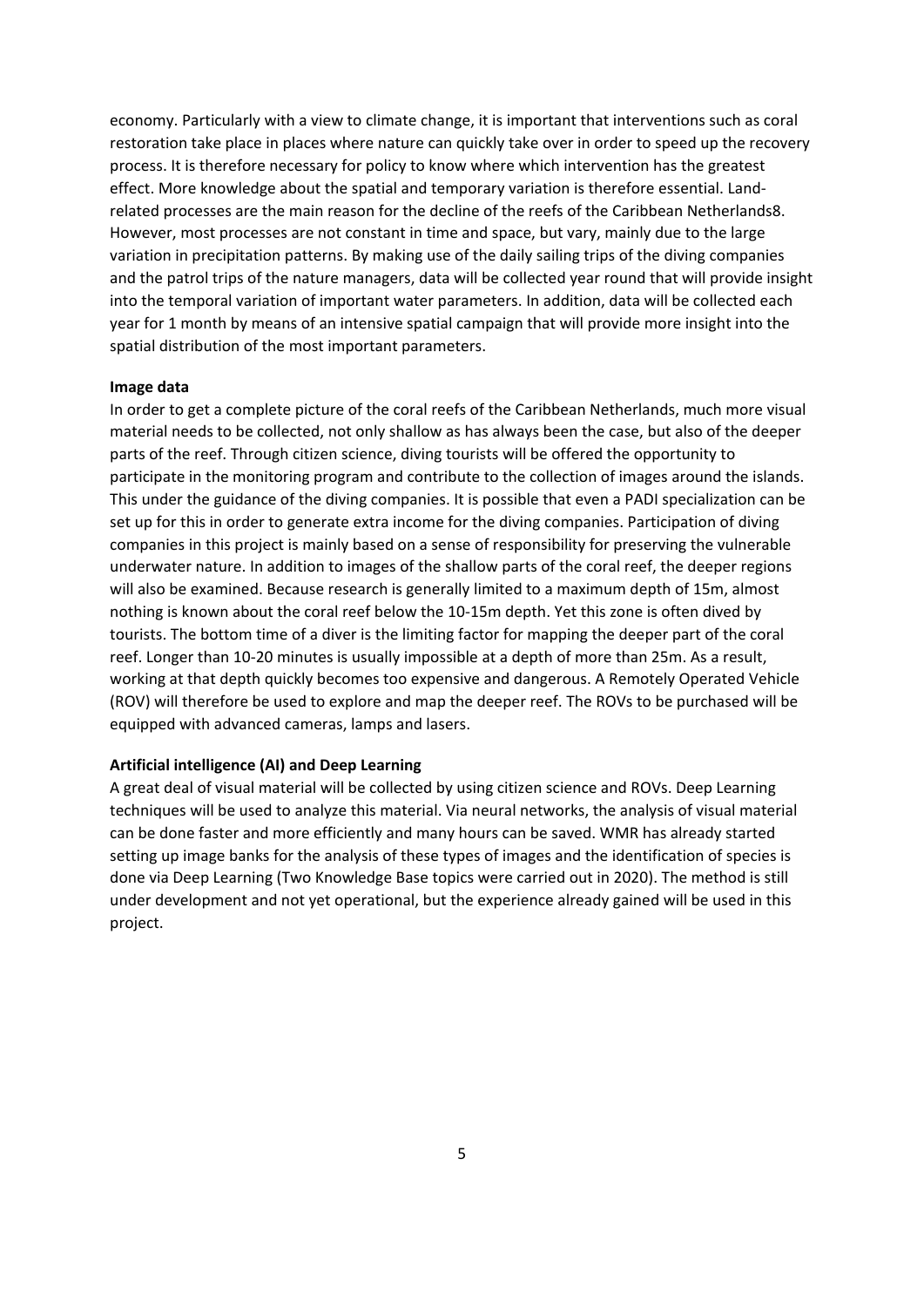economy. Particularly with a view to climate change, it is important that interventions such as coral restoration take place in places where nature can quickly take over in order to speed up the recovery process. It is therefore necessary for policy to know where which intervention has the greatest effect. More knowledge about the spatial and temporary variation is therefore essential. Land-related processes are the main reason for the decline of the reefs of the Caribbean Netherlands8. However, most processes are not constant in time and space, but vary, mainly due to the large variation in precipitation patterns. By making use of the daily sailing trips of the diving companies and the patrol trips of the nature managers, data will be collected year round that will provide insight into the temporal variation of important water parameters. In addition, data will be collected each year for 1 month by means of an intensive spatial campaign that will provide more insight into the spatial distribution of the most important parameters.

**Image data**

In order to get a complete picture of the coral reefs of the Caribbean Netherlands, much more visual material needs to be collected, not only shallow as has always been the case, but also of the deeper parts of the reef. Through citizen science, diving tourists will be offered the opportunity to participate in the monitoring program and contribute to the collection of images around the islands. This under the guidance of the diving companies. It is possible that even a PADI specialization can be set up for this in order to generate extra income for the diving companies. Participation of diving companies in this project is mainly based on a sense of responsibility for preserving the vulnerable underwater nature. In addition to images of the shallow parts of the coral reef, the deeper regions will also be examined. Because research is generally limited to a maximum depth of 15m, almost nothing is known about the coral reef below the 10-15m depth. Yet this zone is often dived by tourists. The bottom time of a diver is the limiting factor for mapping the deeper part of the coral reef. Longer than 10-20 minutes is usually impossible at a depth of more than 25m. As a result, working at that depth quickly becomes too expensive and dangerous. A Remotely Operated Vehicle (ROV) will therefore be used to explore and map the deeper reef. The ROVs to be purchased will be equipped with advanced cameras, lamps and lasers.

**Artificial intelligence (AI) and Deep Learning**

A great deal of visual material will be collected by using citizen science and ROVs. Deep Learning techniques will be used to analyze this material. Via neural networks, the analysis of visual material can be done faster and more efficiently and many hours can be saved. WMR has already started setting up image banks for the analysis of these types of images and the identification of species is done via Deep Learning (Two Knowledge Base topics were carried out in 2020). The method is still under development and not yet operational, but the experience already gained will be used in this project.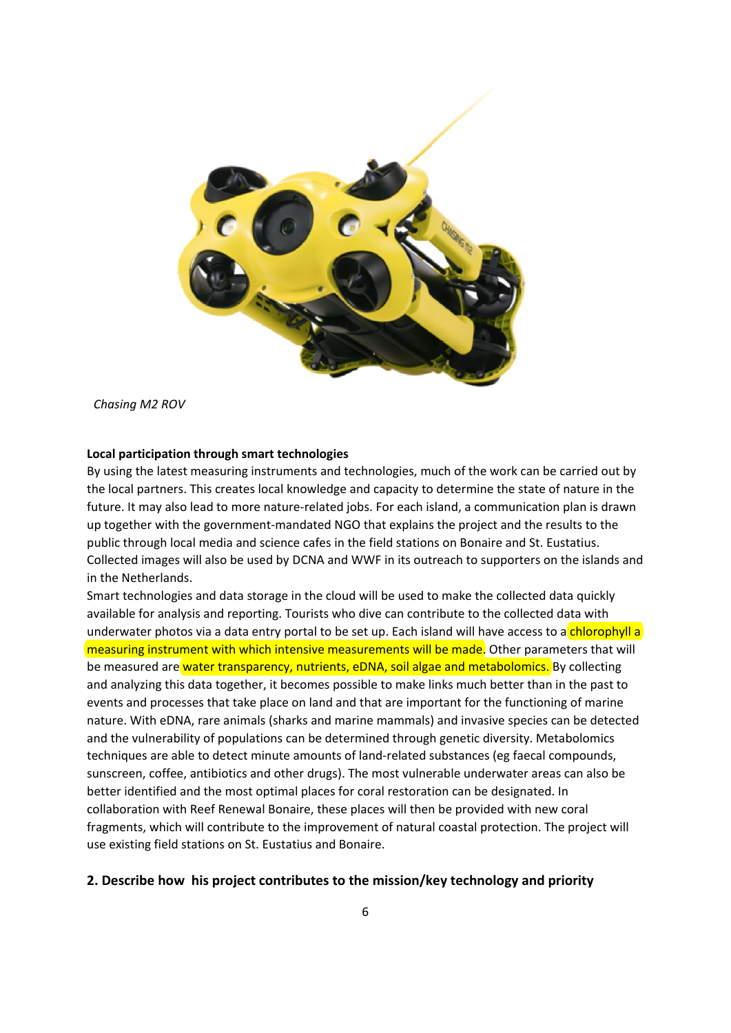*Chasing M2 ROV*

**Local participation through smart technologies**

By using the latest measuring instruments and technologies, much of the work can be carried out by the local partners. This creates local knowledge and capacity to determine the state of nature in the future. It may also lead to more nature-related jobs. For each island, a communication plan is drawn up together with the government-mandated NGO that explains the project and the results to the public through local media and science cafes in the field stations on Bonaire and St. Eustatius. Collected images will also be used by DCNA and WWF in its outreach to supporters on the islands and in the Netherlands.

Smart technologies and data storage in the cloud will be used to make the collected data quickly available for analysis and reporting. Tourists who dive can contribute to the collected data with underwater photos via a data entry portal to be set up. Each island will have access to a chlorophyll a measuring instrument with which intensive measurements will be made. Other parameters that will be measured are water transparency, nutrients, eDNA, soil algae and metabolomics. By collecting and analyzing this data together, it becomes possible to make links much better than in the past to events and processes that take place on land and that are important for the functioning of marine nature. With eDNA, rare animals (sharks and marine mammals) and invasive species can be detected and the vulnerability of populations can be determined through genetic diversity. Metabolomics techniques are able to detect minute amounts of land-related substances (eg faecal compounds, sunscreen, coffee, antibiotics and other drugs). The most vulnerable underwater areas can also be better identified and the most optimal places for coral restoration can be designated. In collaboration with Reef Renewal Bonaire, these places will then be provided with new coral fragments, which will contribute to the improvement of natural coastal protection. The project will use existing field stations on St. Eustatius and Bonaire.

**2. Describe how his project contributes to the mission/key technology and priority**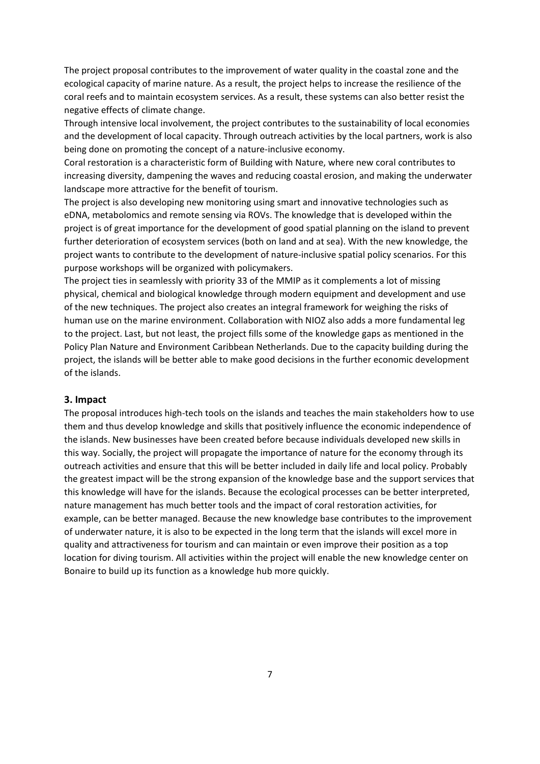The project proposal contributes to the improvement of water quality in the coastal zone and the ecological capacity of marine nature. As a result, the project helps to increase the resilience of the coral reefs and to maintain ecosystem services. As a result, these systems can also better resist the negative effects of climate change.

Through intensive local involvement, the project contributes to the sustainability of local economies and the development of local capacity. Through outreach activities by the local partners, work is also being done on promoting the concept of a nature-inclusive economy.

Coral restoration is a characteristic form of Building with Nature, where new coral contributes to increasing diversity, dampening the waves and reducing coastal erosion, and making the underwater landscape more attractive for the benefit of tourism.

The project is also developing new monitoring using smart and innovative technologies such as eDNA, metabolomics and remote sensing via ROVs. The knowledge that is developed within the project is of great importance for the development of good spatial planning on the island to prevent further deterioration of ecosystem services (both on land and at sea). With the new knowledge, the project wants to contribute to the development of nature-inclusive spatial policy scenarios. For this purpose workshops will be organized with policymakers.

The project ties in seamlessly with priority 33 of the MMIP as it complements a lot of missing physical, chemical and biological knowledge through modern equipment and development and use of the new techniques. The project also creates an integral framework for weighing the risks of human use on the marine environment. Collaboration with NIOZ also adds a more fundamental leg to the project. Last, but not least, the project fills some of the knowledge gaps as mentioned in the Policy Plan Nature and Environment Caribbean Netherlands. Due to the capacity building during the project, the islands will be better able to make good decisions in the further economic development of the islands.

## 3. Impact

The proposal introduces high-tech tools on the islands and teaches the main stakeholders how to use them and thus develop knowledge and skills that positively influence the economic independence of the islands. New businesses have been created before because individuals developed new skills in this way. Socially, the project will propagate the importance of nature for the economy through its outreach activities and ensure that this will be better included in daily life and local policy. Probably the greatest impact will be the strong expansion of the knowledge base and the support services that this knowledge will have for the islands. Because the ecological processes can be better interpreted, nature management has much better tools and the impact of coral restoration activities, for example, can be better managed. Because the new knowledge base contributes to the improvement of underwater nature, it is also to be expected in the long term that the islands will excel more in quality and attractiveness for tourism and can maintain or even improve their position as a top location for diving tourism. All activities within the project will enable the new knowledge center on Bonaire to build up its function as a knowledge hub more quickly.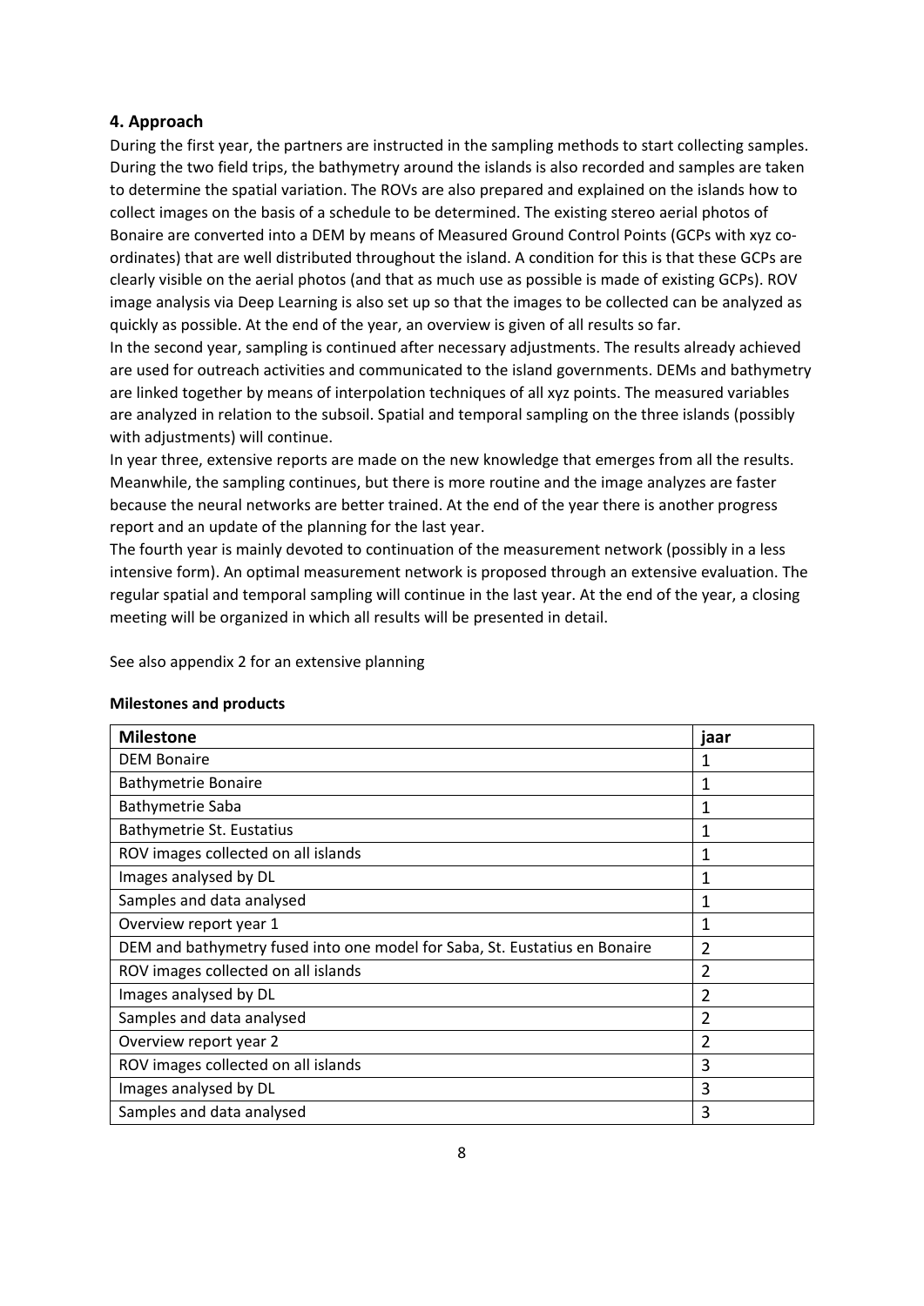### 4. Approach

During the first year, the partners are instructed in the sampling methods to start collecting samples. During the two field trips, the bathymetry around the islands is also recorded and samples are taken to determine the spatial variation. The ROVs are also prepared and explained on the islands how to collect images on the basis of a schedule to be determined. The existing stereo aerial photos of Bonaire are converted into a DEM by means of Measured Ground Control Points (GCPs with xyz co-ordinates) that are well distributed throughout the island. A condition for this is that these GCPs are clearly visible on the aerial photos (and that as much use as possible is made of existing GCPs). ROV image analysis via Deep Learning is also set up so that the images to be collected can be analyzed as quickly as possible. At the end of the year, an overview is given of all results so far.

In the second year, sampling is continued after necessary adjustments. The results already achieved are used for outreach activities and communicated to the island governments. DEMs and bathymetry are linked together by means of interpolation techniques of all xyz points. The measured variables are analyzed in relation to the subsoil. Spatial and temporal sampling on the three islands (possibly with adjustments) will continue.

In year three, extensive reports are made on the new knowledge that emerges from all the results. Meanwhile, the sampling continues, but there is more routine and the image analyzes are faster because the neural networks are better trained. At the end of the year there is another progress report and an update of the planning for the last year.

The fourth year is mainly devoted to continuation of the measurement network (possibly in a less intensive form). An optimal measurement network is proposed through an extensive evaluation. The regular spatial and temporal sampling will continue in the last year. At the end of the year, a closing meeting will be organized in which all results will be presented in detail.

See also appendix 2 for an extensive planning

**Milestones and products**

| Milestone | jaar |
|---|---|
| DEM Bonaire | 1 |
| Bathymetrie Bonaire | 1 |
| Bathymetrie Saba | 1 |
| Bathymetrie St. Eustatius | 1 |
| ROV images collected on all islands | 1 |
| Images analysed by DL | 1 |
| Samples and data analysed | 1 |
| Overview report year 1 | 1 |
| DEM and bathymetry fused into one model for Saba, St. Eustatius en Bonaire | 2 |
| ROV images collected on all islands | 2 |
| Images analysed by DL | 2 |
| Samples and data analysed | 2 |
| Overview report year 2 | 2 |
| ROV images collected on all islands | 3 |
| Images analysed by DL | 3 |
| Samples and data analysed | 3 |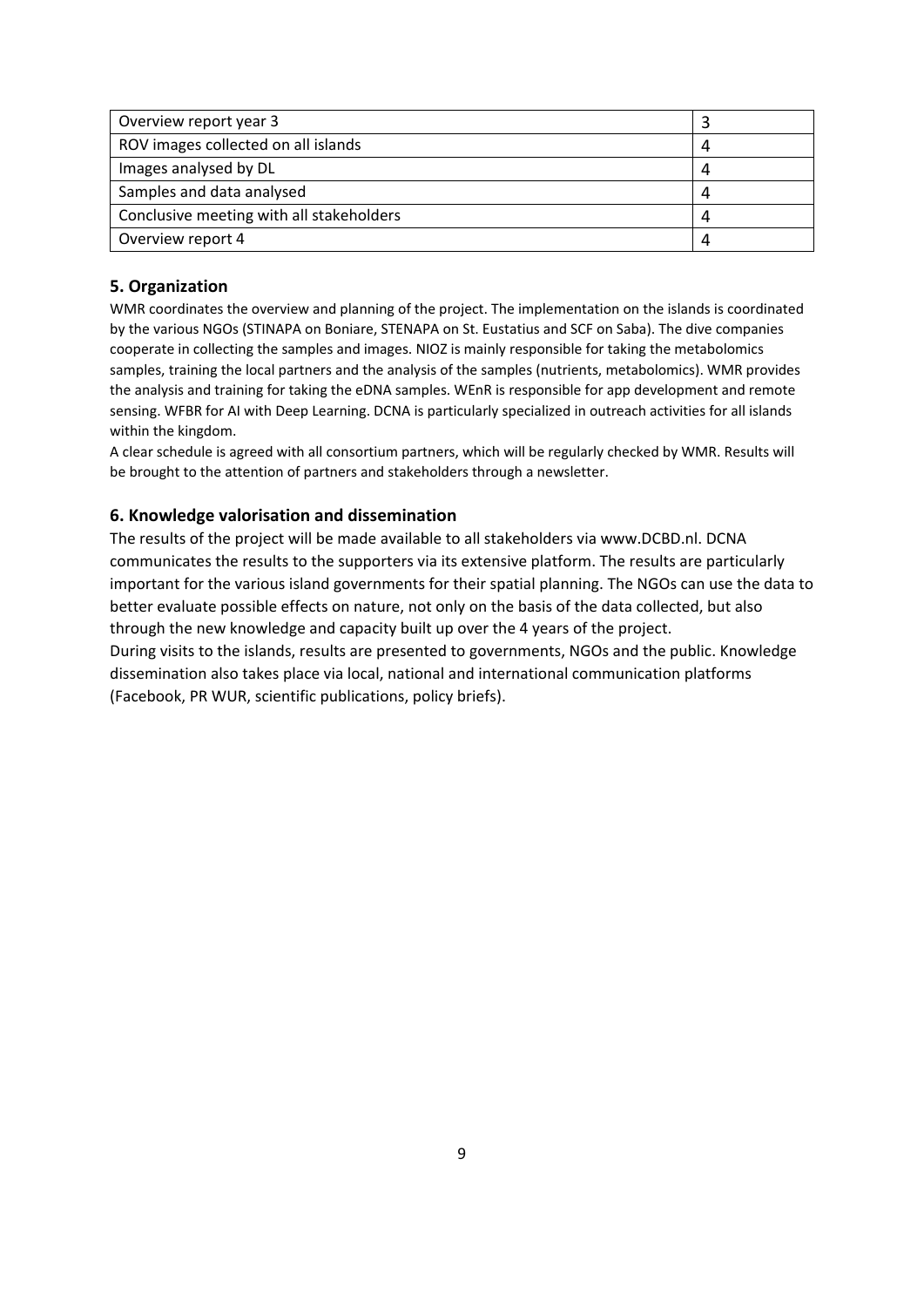| Overview report year 3 | 3 |
| --- | --- |
| ROV images collected on all islands | 4 |
| Images analysed by DL | 4 |
| Samples and data analysed | 4 |
| Conclusive meeting with all stakeholders | 4 |
| Overview report 4 | 4 |

## 5. Organization

WMR coordinates the overview and planning of the project. The implementation on the islands is coordinated by the various NGOs (STINAPA on Boniare, STENAPA on St. Eustatius and SCF on Saba). The dive companies cooperate in collecting the samples and images. NIOZ is mainly responsible for taking the metabolomics samples, training the local partners and the analysis of the samples (nutrients, metabolomics). WMR provides the analysis and training for taking the eDNA samples. WEnR is responsible for app development and remote sensing. WFBR for AI with Deep Learning. DCNA is particularly specialized in outreach activities for all islands within the kingdom.

A clear schedule is agreed with all consortium partners, which will be regularly checked by WMR. Results will be brought to the attention of partners and stakeholders through a newsletter.

## 6. Knowledge valorisation and dissemination

The results of the project will be made available to all stakeholders via www.DCBD.nl. DCNA communicates the results to the supporters via its extensive platform. The results are particularly important for the various island governments for their spatial planning. The NGOs can use the data to better evaluate possible effects on nature, not only on the basis of the data collected, but also through the new knowledge and capacity built up over the 4 years of the project.

During visits to the islands, results are presented to governments, NGOs and the public. Knowledge dissemination also takes place via local, national and international communication platforms (Facebook, PR WUR, scientific publications, policy briefs).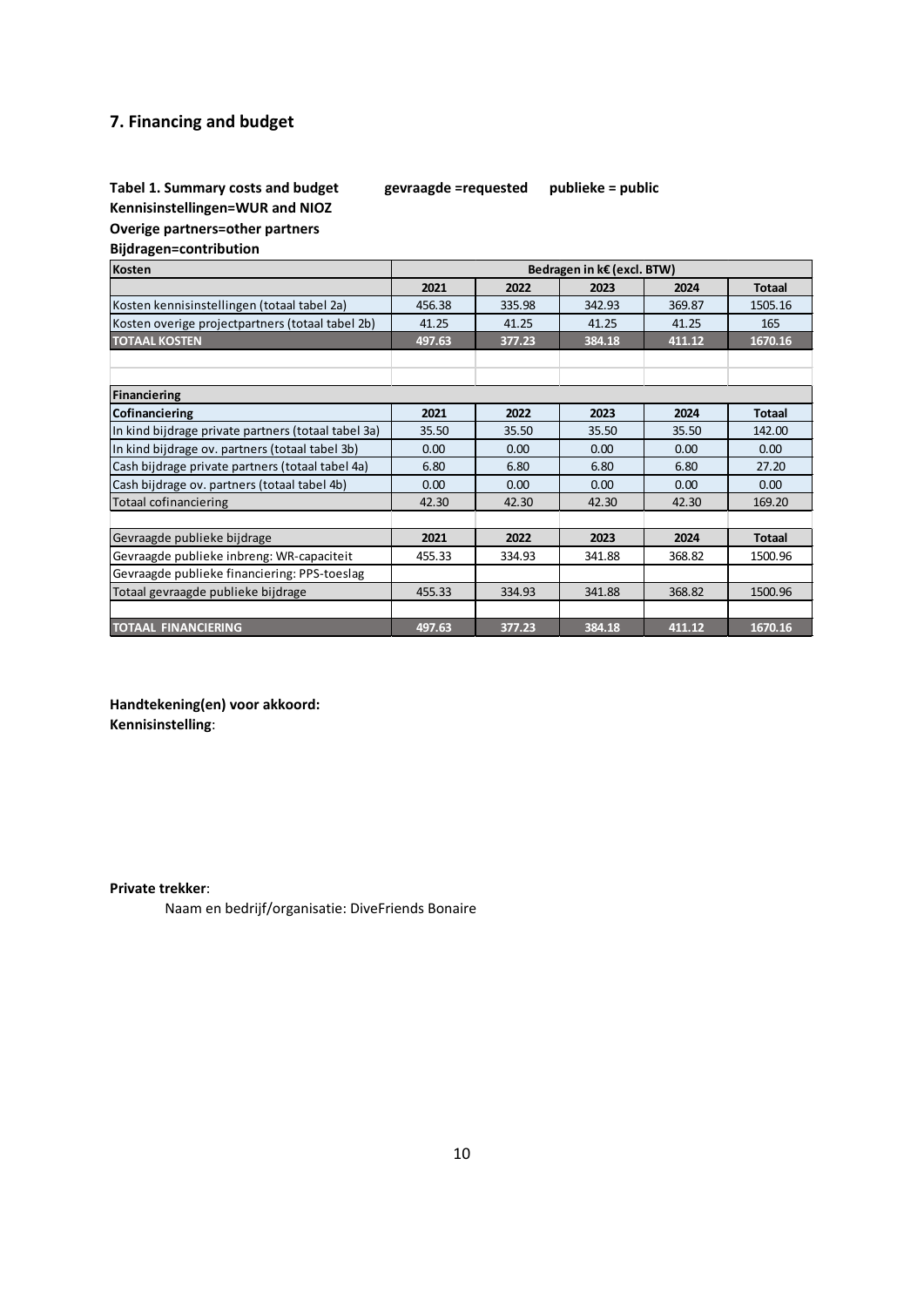## 7. Financing and budget

**Tabel 1. Summary costs and budget** **gevraagde =requested** **publieke = public**
**Kennisinstellingen=WUR and NIOZ**
**Overige partners=other partners**
**Bijdragen=contribution**

| **Kosten** | **Bedragen in k€ (excl. BTW)** | | | | |
|---|---|---|---|---|---|
| | **2021** | **2022** | **2023** | **2024** | **Totaal** |
| Kosten kennisinstellingen (totaal tabel 2a) | 456.38 | 335.98 | 342.93 | 369.87 | 1505.16 |
| Kosten overige projectpartners (totaal tabel 2b) | 41.25 | 41.25 | 41.25 | 41.25 | 165 |
| **TOTAAL KOSTEN** | **497.63** | **377.23** | **384.18** | **411.12** | **1670.16** |
| | | | | | |
| | | | | | |
| **Financiering** | | | | | |
| **Cofinanciering** | **2021** | **2022** | **2023** | **2024** | **Totaal** |
| In kind bijdrage private partners (totaal tabel 3a) | 35.50 | 35.50 | 35.50 | 35.50 | 142.00 |
| In kind bijdrage ov. partners (totaal tabel 3b) | 0.00 | 0.00 | 0.00 | 0.00 | 0.00 |
| Cash bijdrage private partners (totaal tabel 4a) | 6.80 | 6.80 | 6.80 | 6.80 | 27.20 |
| Cash bijdrage ov. partners (totaal tabel 4b) | 0.00 | 0.00 | 0.00 | 0.00 | 0.00 |
| Totaal cofinanciering | 42.30 | 42.30 | 42.30 | 42.30 | 169.20 |
| | | | | | |
| Gevraagde publieke bijdrage | **2021** | **2022** | **2023** | **2024** | **Totaal** |
| Gevraagde publieke inbreng: WR-capaciteit | 455.33 | 334.93 | 341.88 | 368.82 | 1500.96 |
| Gevraagde publieke financiering: PPS-toeslag | | | | | |
| Totaal gevraagde publieke bijdrage | 455.33 | 334.93 | 341.88 | 368.82 | 1500.96 |
| | | | | | |
| **TOTAAL FINANCIERING** | **497.63** | **377.23** | **384.18** | **411.12** | **1670.16** |

**Handtekening(en) voor akkoord:**
**Kennisinstelling**:

**Private trekker**:

Naam en bedrijf/organisatie: DiveFriends Bonaire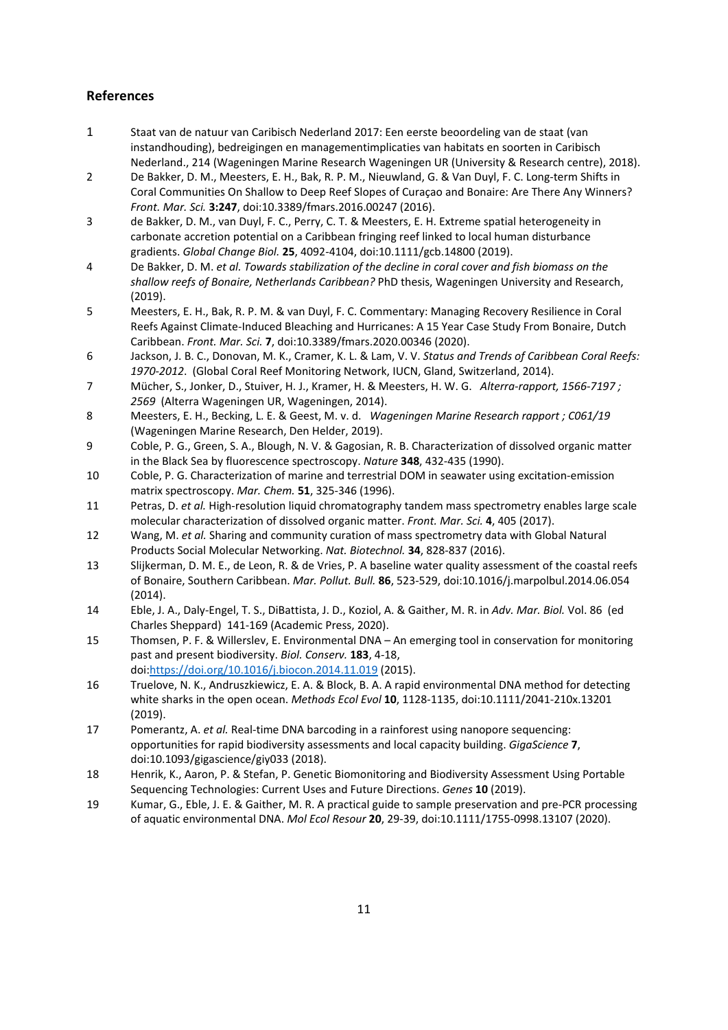## References

1. Staat van de natuur van Caribisch Nederland 2017: Een eerste beoordeling van de staat (van instandhouding), bedreigingen en managementimplicaties van habitats en soorten in Caribisch Nederland., 214 (Wageningen Marine Research Wageningen UR (University & Research centre), 2018).
2. De Bakker, D. M., Meesters, E. H., Bak, R. P. M., Nieuwland, G. & Van Duyl, F. C. Long-term Shifts in Coral Communities On Shallow to Deep Reef Slopes of Curaçao and Bonaire: Are There Any Winners? *Front. Mar. Sci.* **3:247**, doi:10.3389/fmars.2016.00247 (2016).
3. de Bakker, D. M., van Duyl, F. C., Perry, C. T. & Meesters, E. H. Extreme spatial heterogeneity in carbonate accretion potential on a Caribbean fringing reef linked to local human disturbance gradients. *Global Change Biol.* **25**, 4092-4104, doi:10.1111/gcb.14800 (2019).
4. De Bakker, D. M. *et al. Towards stabilization of the decline in coral cover and fish biomass on the shallow reefs of Bonaire, Netherlands Caribbean?* PhD thesis, Wageningen University and Research, (2019).
5. Meesters, E. H., Bak, R. P. M. & van Duyl, F. C. Commentary: Managing Recovery Resilience in Coral Reefs Against Climate-Induced Bleaching and Hurricanes: A 15 Year Case Study From Bonaire, Dutch Caribbean. *Front. Mar. Sci.* **7**, doi:10.3389/fmars.2020.00346 (2020).
6. Jackson, J. B. C., Donovan, M. K., Cramer, K. L. & Lam, V. V. *Status and Trends of Caribbean Coral Reefs: 1970-2012*. (Global Coral Reef Monitoring Network, IUCN, Gland, Switzerland, 2014).
7. Mücher, S., Jonker, D., Stuiver, H. J., Kramer, H. & Meesters, H. W. G. *Alterra-rapport, 1566-7197 ; 2569* (Alterra Wageningen UR, Wageningen, 2014).
8. Meesters, E. H., Becking, L. E. & Geest, M. v. d. *Wageningen Marine Research rapport ; C061/19* (Wageningen Marine Research, Den Helder, 2019).
9. Coble, P. G., Green, S. A., Blough, N. V. & Gagosian, R. B. Characterization of dissolved organic matter in the Black Sea by fluorescence spectroscopy. *Nature* **348**, 432-435 (1990).
10. Coble, P. G. Characterization of marine and terrestrial DOM in seawater using excitation-emission matrix spectroscopy. *Mar. Chem.* **51**, 325-346 (1996).
11. Petras, D. *et al.* High-resolution liquid chromatography tandem mass spectrometry enables large scale molecular characterization of dissolved organic matter. *Front. Mar. Sci.* **4**, 405 (2017).
12. Wang, M. *et al.* Sharing and community curation of mass spectrometry data with Global Natural Products Social Molecular Networking. *Nat. Biotechnol.* **34**, 828-837 (2016).
13. Slijkerman, D. M. E., de Leon, R. & de Vries, P. A baseline water quality assessment of the coastal reefs of Bonaire, Southern Caribbean. *Mar. Pollut. Bull.* **86**, 523-529, doi:10.1016/j.marpolbul.2014.06.054 (2014).
14. Eble, J. A., Daly-Engel, T. S., DiBattista, J. D., Koziol, A. & Gaither, M. R. in *Adv. Mar. Biol.* Vol. 86 (ed Charles Sheppard) 141-169 (Academic Press, 2020).
15. Thomsen, P. F. & Willerslev, E. Environmental DNA – An emerging tool in conservation for monitoring past and present biodiversity. *Biol. Conserv.* **183**, 4-18, doi:https://doi.org/10.1016/j.biocon.2014.11.019 (2015).
16. Truelove, N. K., Andruszkiewicz, E. A. & Block, B. A. A rapid environmental DNA method for detecting white sharks in the open ocean. *Methods Ecol Evol* **10**, 1128-1135, doi:10.1111/2041-210x.13201 (2019).
17. Pomerantz, A. *et al.* Real-time DNA barcoding in a rainforest using nanopore sequencing: opportunities for rapid biodiversity assessments and local capacity building. *GigaScience* **7**, doi:10.1093/gigascience/giy033 (2018).
18. Henrik, K., Aaron, P. & Stefan, P. Genetic Biomonitoring and Biodiversity Assessment Using Portable Sequencing Technologies: Current Uses and Future Directions. *Genes* **10** (2019).
19. Kumar, G., Eble, J. E. & Gaither, M. R. A practical guide to sample preservation and pre-PCR processing of aquatic environmental DNA. *Mol Ecol Resour* **20**, 29-39, doi:10.1111/1755-0998.13107 (2020).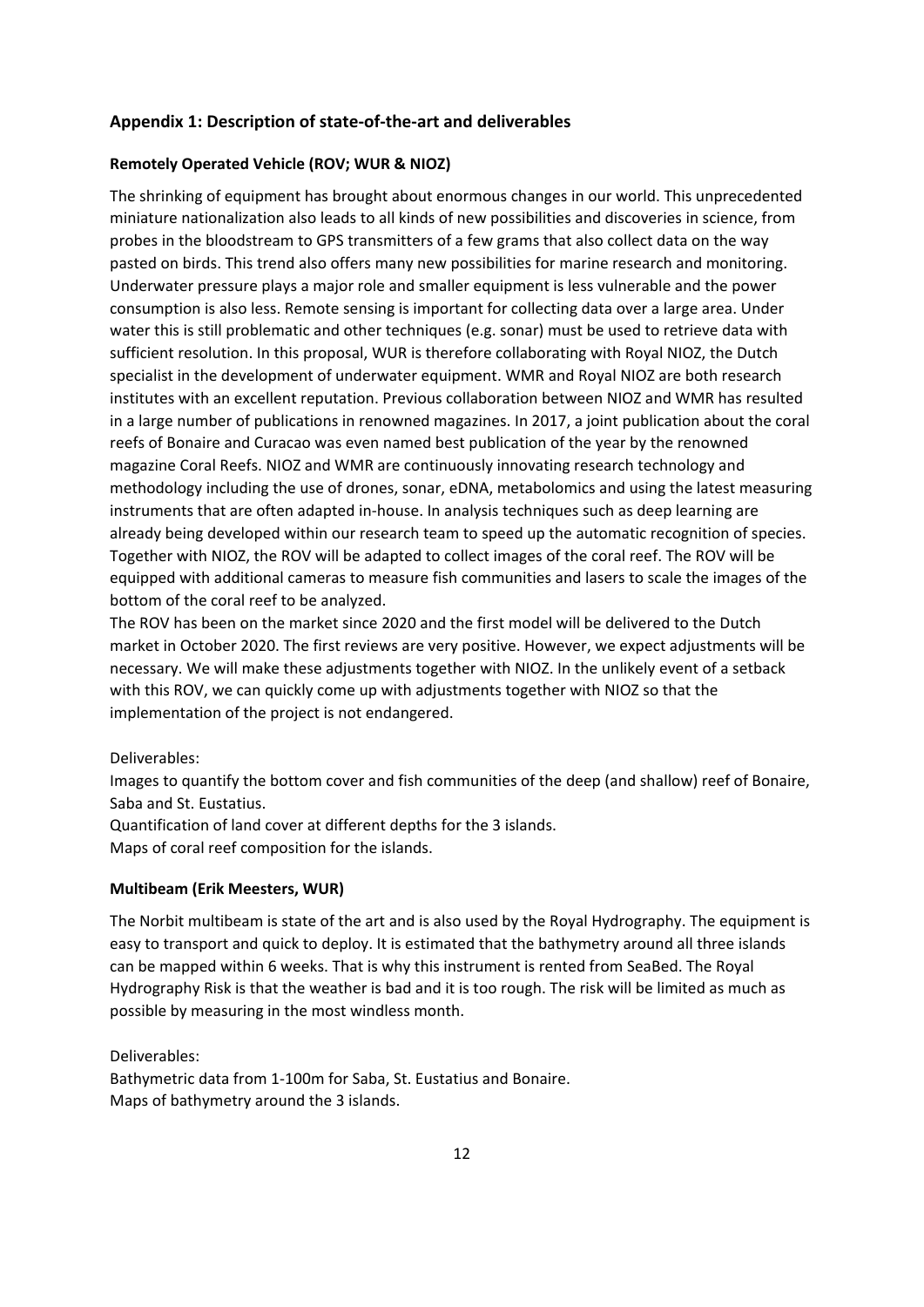## Appendix 1: Description of state-of-the-art and deliverables

### Remotely Operated Vehicle (ROV; WUR & NIOZ)

The shrinking of equipment has brought about enormous changes in our world. This unprecedented miniature nationalization also leads to all kinds of new possibilities and discoveries in science, from probes in the bloodstream to GPS transmitters of a few grams that also collect data on the way pasted on birds. This trend also offers many new possibilities for marine research and monitoring. Underwater pressure plays a major role and smaller equipment is less vulnerable and the power consumption is also less. Remote sensing is important for collecting data over a large area. Under water this is still problematic and other techniques (e.g. sonar) must be used to retrieve data with sufficient resolution. In this proposal, WUR is therefore collaborating with Royal NIOZ, the Dutch specialist in the development of underwater equipment. WMR and Royal NIOZ are both research institutes with an excellent reputation. Previous collaboration between NIOZ and WMR has resulted in a large number of publications in renowned magazines. In 2017, a joint publication about the coral reefs of Bonaire and Curacao was even named best publication of the year by the renowned magazine Coral Reefs. NIOZ and WMR are continuously innovating research technology and methodology including the use of drones, sonar, eDNA, metabolomics and using the latest measuring instruments that are often adapted in-house. In analysis techniques such as deep learning are already being developed within our research team to speed up the automatic recognition of species. Together with NIOZ, the ROV will be adapted to collect images of the coral reef. The ROV will be equipped with additional cameras to measure fish communities and lasers to scale the images of the bottom of the coral reef to be analyzed.

The ROV has been on the market since 2020 and the first model will be delivered to the Dutch market in October 2020. The first reviews are very positive. However, we expect adjustments will be necessary. We will make these adjustments together with NIOZ. In the unlikely event of a setback with this ROV, we can quickly come up with adjustments together with NIOZ so that the implementation of the project is not endangered.

Deliverables:

Images to quantify the bottom cover and fish communities of the deep (and shallow) reef of Bonaire, Saba and St. Eustatius.

Quantification of land cover at different depths for the 3 islands.

Maps of coral reef composition for the islands.

### Multibeam (Erik Meesters, WUR)

The Norbit multibeam is state of the art and is also used by the Royal Hydrography. The equipment is easy to transport and quick to deploy. It is estimated that the bathymetry around all three islands can be mapped within 6 weeks. That is why this instrument is rented from SeaBed. The Royal Hydrography Risk is that the weather is bad and it is too rough. The risk will be limited as much as possible by measuring in the most windless month.

Deliverables:

Bathymetric data from 1-100m for Saba, St. Eustatius and Bonaire.

Maps of bathymetry around the 3 islands.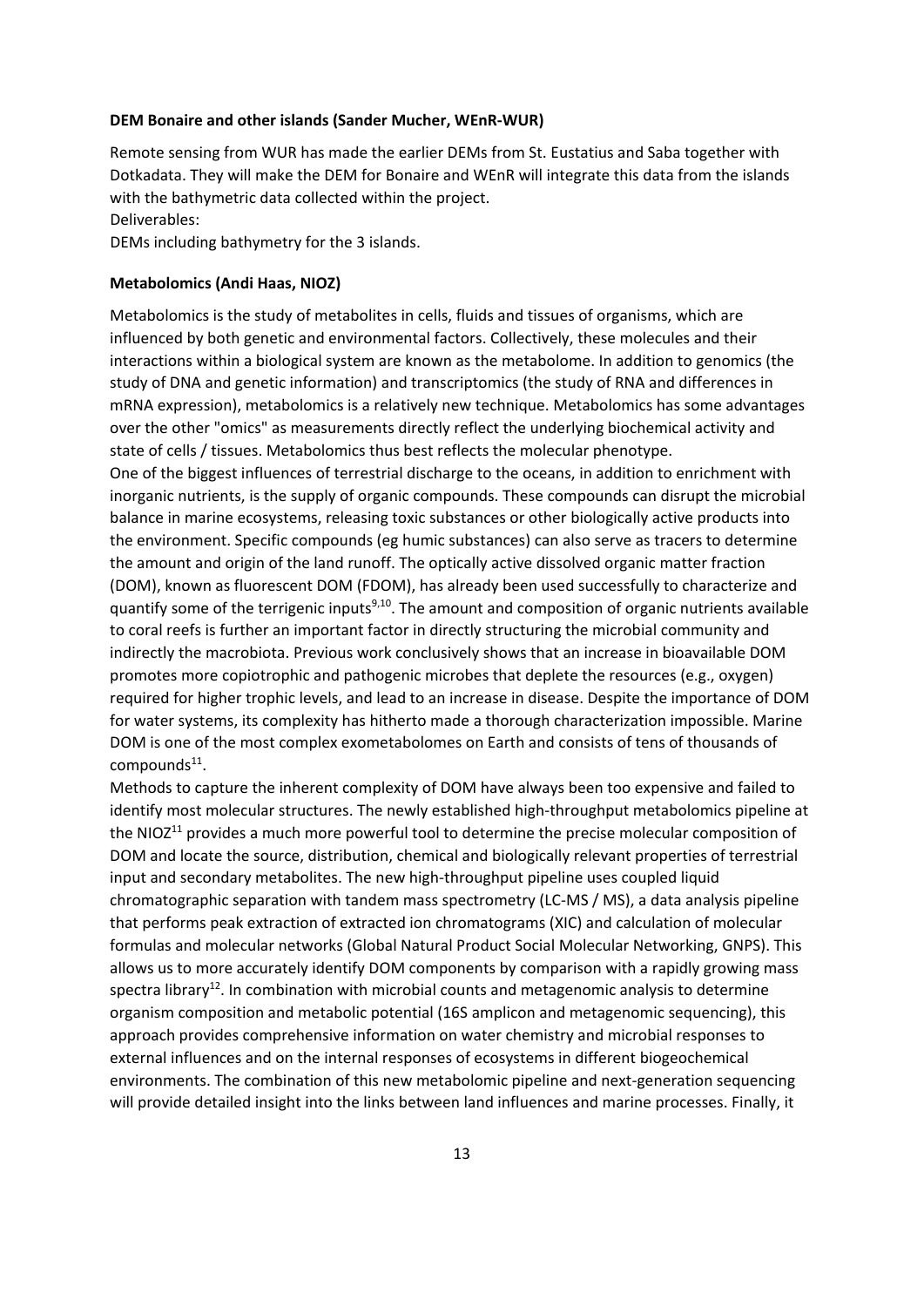**DEM Bonaire and other islands (Sander Mucher, WEnR-WUR)**

Remote sensing from WUR has made the earlier DEMs from St. Eustatius and Saba together with Dotkadata. They will make the DEM for Bonaire and WEnR will integrate this data from the islands with the bathymetric data collected within the project.
Deliverables:
DEMs including bathymetry for the 3 islands.

**Metabolomics (Andi Haas, NIOZ)**

Metabolomics is the study of metabolites in cells, fluids and tissues of organisms, which are influenced by both genetic and environmental factors. Collectively, these molecules and their interactions within a biological system are known as the metabolome. In addition to genomics (the study of DNA and genetic information) and transcriptomics (the study of RNA and differences in mRNA expression), metabolomics is a relatively new technique. Metabolomics has some advantages over the other "omics" as measurements directly reflect the underlying biochemical activity and state of cells / tissues. Metabolomics thus best reflects the molecular phenotype.
One of the biggest influences of terrestrial discharge to the oceans, in addition to enrichment with inorganic nutrients, is the supply of organic compounds. These compounds can disrupt the microbial balance in marine ecosystems, releasing toxic substances or other biologically active products into the environment. Specific compounds (eg humic substances) can also serve as tracers to determine the amount and origin of the land runoff. The optically active dissolved organic matter fraction (DOM), known as fluorescent DOM (FDOM), has already been used successfully to characterize and quantify some of the terrigenic inputs[9,10]. The amount and composition of organic nutrients available to coral reefs is further an important factor in directly structuring the microbial community and indirectly the macrobiota. Previous work conclusively shows that an increase in bioavailable DOM promotes more copiotrophic and pathogenic microbes that deplete the resources (e.g., oxygen) required for higher trophic levels, and lead to an increase in disease. Despite the importance of DOM for water systems, its complexity has hitherto made a thorough characterization impossible. Marine DOM is one of the most complex exometabolomes on Earth and consists of tens of thousands of compounds[11].
Methods to capture the inherent complexity of DOM have always been too expensive and failed to identify most molecular structures. The newly established high-throughput metabolomics pipeline at the NIOZ[11] provides a much more powerful tool to determine the precise molecular composition of DOM and locate the source, distribution, chemical and biologically relevant properties of terrestrial input and secondary metabolites. The new high-throughput pipeline uses coupled liquid chromatographic separation with tandem mass spectrometry (LC-MS / MS), a data analysis pipeline that performs peak extraction of extracted ion chromatograms (XIC) and calculation of molecular formulas and molecular networks (Global Natural Product Social Molecular Networking, GNPS). This allows us to more accurately identify DOM components by comparison with a rapidly growing mass spectra library[12]. In combination with microbial counts and metagenomic analysis to determine organism composition and metabolic potential (16S amplicon and metagenomic sequencing), this approach provides comprehensive information on water chemistry and microbial responses to external influences and on the internal responses of ecosystems in different biogeochemical environments. The combination of this new metabolomic pipeline and next-generation sequencing will provide detailed insight into the links between land influences and marine processes. Finally, it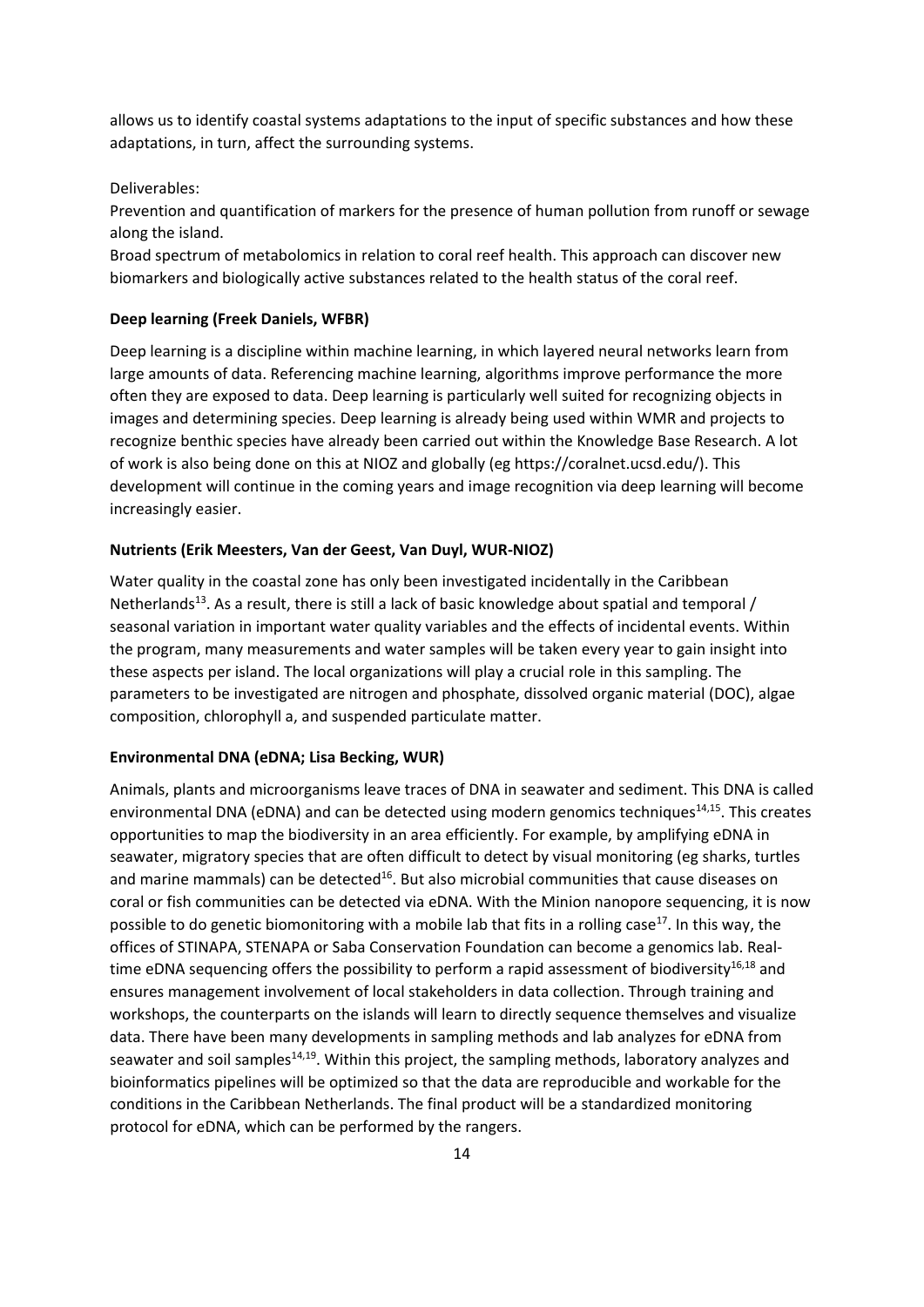allows us to identify coastal systems adaptations to the input of specific substances and how these adaptations, in turn, affect the surrounding systems.

Deliverables:

Prevention and quantification of markers for the presence of human pollution from runoff or sewage along the island.

Broad spectrum of metabolomics in relation to coral reef health. This approach can discover new biomarkers and biologically active substances related to the health status of the coral reef.

**Deep learning (Freek Daniels, WFBR)**

Deep learning is a discipline within machine learning, in which layered neural networks learn from large amounts of data. Referencing machine learning, algorithms improve performance the more often they are exposed to data. Deep learning is particularly well suited for recognizing objects in images and determining species. Deep learning is already being used within WMR and projects to recognize benthic species have already been carried out within the Knowledge Base Research. A lot of work is also being done on this at NIOZ and globally (eg https://coralnet.ucsd.edu/). This development will continue in the coming years and image recognition via deep learning will become increasingly easier.

**Nutrients (Erik Meesters, Van der Geest, Van Duyl, WUR-NIOZ)**

Water quality in the coastal zone has only been investigated incidentally in the Caribbean Netherlands[13]. As a result, there is still a lack of basic knowledge about spatial and temporal / seasonal variation in important water quality variables and the effects of incidental events. Within the program, many measurements and water samples will be taken every year to gain insight into these aspects per island. The local organizations will play a crucial role in this sampling. The parameters to be investigated are nitrogen and phosphate, dissolved organic material (DOC), algae composition, chlorophyll a, and suspended particulate matter.

**Environmental DNA (eDNA; Lisa Becking, WUR)**

Animals, plants and microorganisms leave traces of DNA in seawater and sediment. This DNA is called environmental DNA (eDNA) and can be detected using modern genomics techniques[14,15]. This creates opportunities to map the biodiversity in an area efficiently. For example, by amplifying eDNA in seawater, migratory species that are often difficult to detect by visual monitoring (eg sharks, turtles and marine mammals) can be detected[16]. But also microbial communities that cause diseases on coral or fish communities can be detected via eDNA. With the Minion nanopore sequencing, it is now possible to do genetic biomonitoring with a mobile lab that fits in a rolling case[17]. In this way, the offices of STINAPA, STENAPA or Saba Conservation Foundation can become a genomics lab. Real-time eDNA sequencing offers the possibility to perform a rapid assessment of biodiversity[16,18] and ensures management involvement of local stakeholders in data collection. Through training and workshops, the counterparts on the islands will learn to directly sequence themselves and visualize data. There have been many developments in sampling methods and lab analyzes for eDNA from seawater and soil samples[14,19]. Within this project, the sampling methods, laboratory analyzes and bioinformatics pipelines will be optimized so that the data are reproducible and workable for the conditions in the Caribbean Netherlands. The final product will be a standardized monitoring protocol for eDNA, which can be performed by the rangers.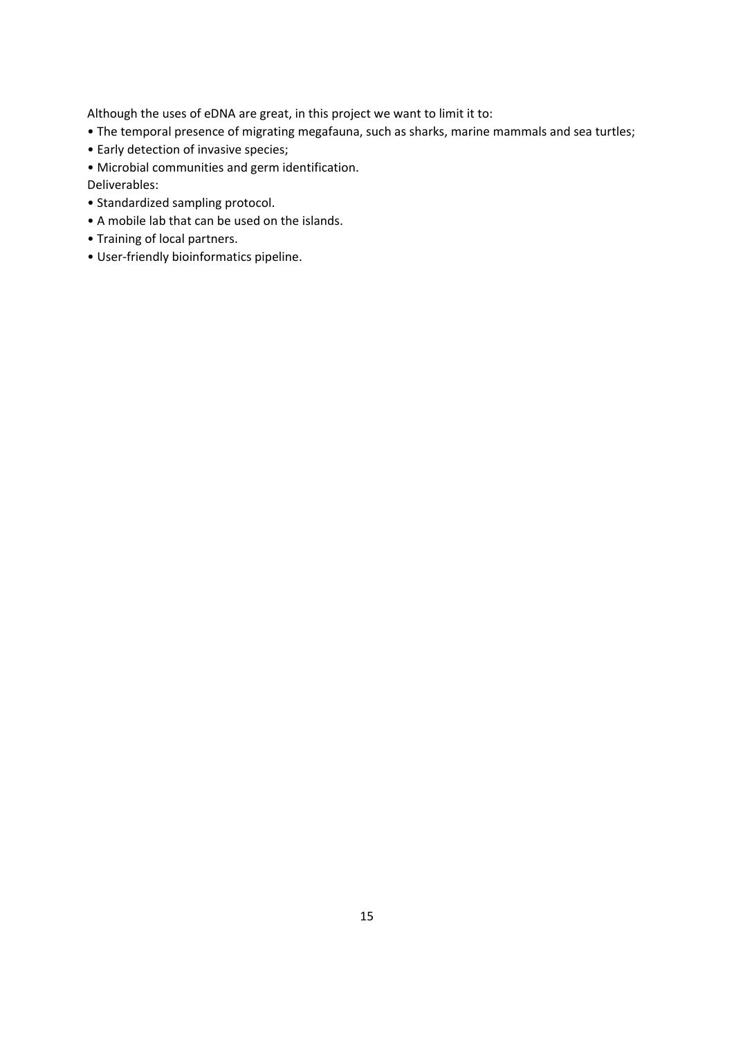Although the uses of eDNA are great, in this project we want to limit it to:

- The temporal presence of migrating megafauna, such as sharks, marine mammals and sea turtles;
- Early detection of invasive species;
- Microbial communities and germ identification.

Deliverables:

- Standardized sampling protocol.
- A mobile lab that can be used on the islands.
- Training of local partners.
- User-friendly bioinformatics pipeline.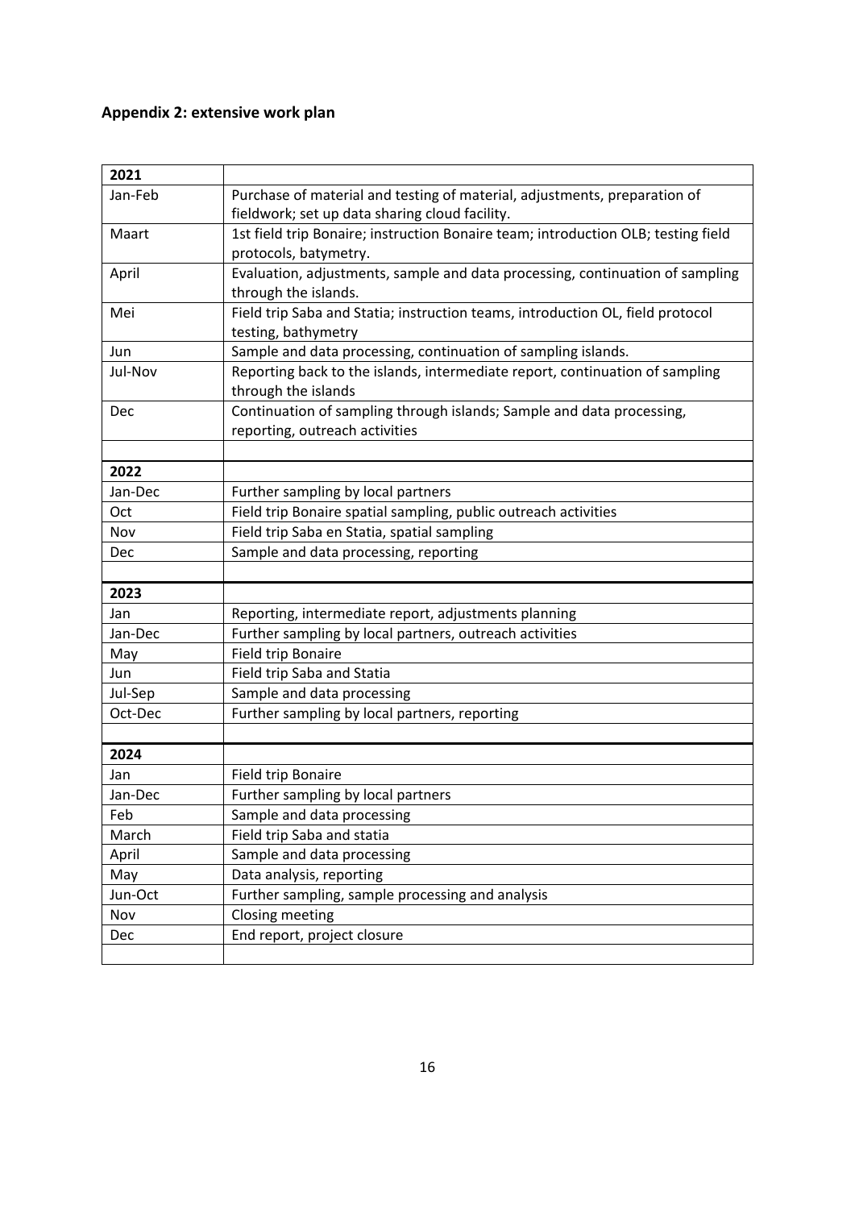**Appendix 2: extensive work plan**

| 2021 | |
|---|---|
| Jan-Feb | Purchase of material and testing of material, adjustments, preparation of fieldwork; set up data sharing cloud facility. |
| Maart | 1st field trip Bonaire; instruction Bonaire team; introduction OLB; testing field protocols, batymetry. |
| April | Evaluation, adjustments, sample and data processing, continuation of sampling through the islands. |
| Mei | Field trip Saba and Statia; instruction teams, introduction OL, field protocol testing, bathymetry |
| Jun | Sample and data processing, continuation of sampling islands. |
| Jul-Nov | Reporting back to the islands, intermediate report, continuation of sampling through the islands |
| Dec | Continuation of sampling through islands; Sample and data processing, reporting, outreach activities |
| | |
| **2022** | |
| Jan-Dec | Further sampling by local partners |
| Oct | Field trip Bonaire spatial sampling, public outreach activities |
| Nov | Field trip Saba en Statia, spatial sampling |
| Dec | Sample and data processing, reporting |
| | |
| **2023** | |
| Jan | Reporting, intermediate report, adjustments planning |
| Jan-Dec | Further sampling by local partners, outreach activities |
| May | Field trip Bonaire |
| Jun | Field trip Saba and Statia |
| Jul-Sep | Sample and data processing |
| Oct-Dec | Further sampling by local partners, reporting |
| | |
| **2024** | |
| Jan | Field trip Bonaire |
| Jan-Dec | Further sampling by local partners |
| Feb | Sample and data processing |
| March | Field trip Saba and statia |
| April | Sample and data processing |
| May | Data analysis, reporting |
| Jun-Oct | Further sampling, sample processing and analysis |
| Nov | Closing meeting |
| Dec | End report, project closure |
| | |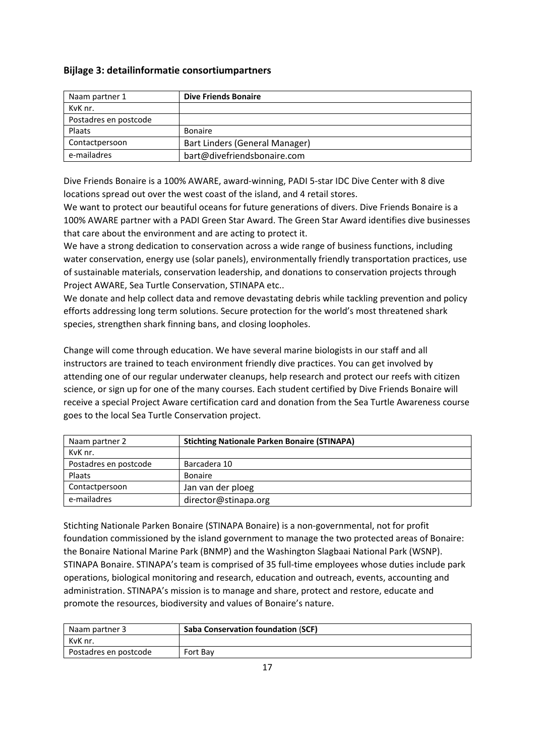### Bijlage 3: detailinformatie consortiumpartners

| Naam partner 1 | **Dive Friends Bonaire** |
|---|---|
| KvK nr. | |
| Postadres en postcode | |
| Plaats | Bonaire |
| Contactpersoon | Bart Linders (General Manager) |
| e-mailadres | bart@divefriendsbonaire.com |

Dive Friends Bonaire is a 100% AWARE, award-winning, PADI 5-star IDC Dive Center with 8 dive locations spread out over the west coast of the island, and 4 retail stores.
We want to protect our beautiful oceans for future generations of divers. Dive Friends Bonaire is a 100% AWARE partner with a PADI Green Star Award. The Green Star Award identifies dive businesses that care about the environment and are acting to protect it.
We have a strong dedication to conservation across a wide range of business functions, including water conservation, energy use (solar panels), environmentally friendly transportation practices, use of sustainable materials, conservation leadership, and donations to conservation projects through Project AWARE, Sea Turtle Conservation, STINAPA etc..
We donate and help collect data and remove devastating debris while tackling prevention and policy efforts addressing long term solutions. Secure protection for the world's most threatened shark species, strengthen shark finning bans, and closing loopholes.

Change will come through education. We have several marine biologists in our staff and all instructors are trained to teach environment friendly dive practices. You can get involved by attending one of our regular underwater cleanups, help research and protect our reefs with citizen science, or sign up for one of the many courses. Each student certified by Dive Friends Bonaire will receive a special Project Aware certification card and donation from the Sea Turtle Awareness course goes to the local Sea Turtle Conservation project.

| Naam partner 2 | **Stichting Nationale Parken Bonaire (STINAPA)** |
|---|---|
| KvK nr. | |
| Postadres en postcode | Barcadera 10 |
| Plaats | Bonaire |
| Contactpersoon | Jan van der ploeg |
| e-mailadres | director@stinapa.org |

Stichting Nationale Parken Bonaire (STINAPA Bonaire) is a non-governmental, not for profit foundation commissioned by the island government to manage the two protected areas of Bonaire: the Bonaire National Marine Park (BNMP) and the Washington Slagbaai National Park (WSNP). STINAPA Bonaire. STINAPA's team is comprised of 35 full-time employees whose duties include park operations, biological monitoring and research, education and outreach, events, accounting and administration. STINAPA's mission is to manage and share, protect and restore, educate and promote the resources, biodiversity and values of Bonaire's nature.

| Naam partner 3 | **Saba Conservation foundation (SCF)** |
|---|---|
| KvK nr. | |
| Postadres en postcode | Fort Bay |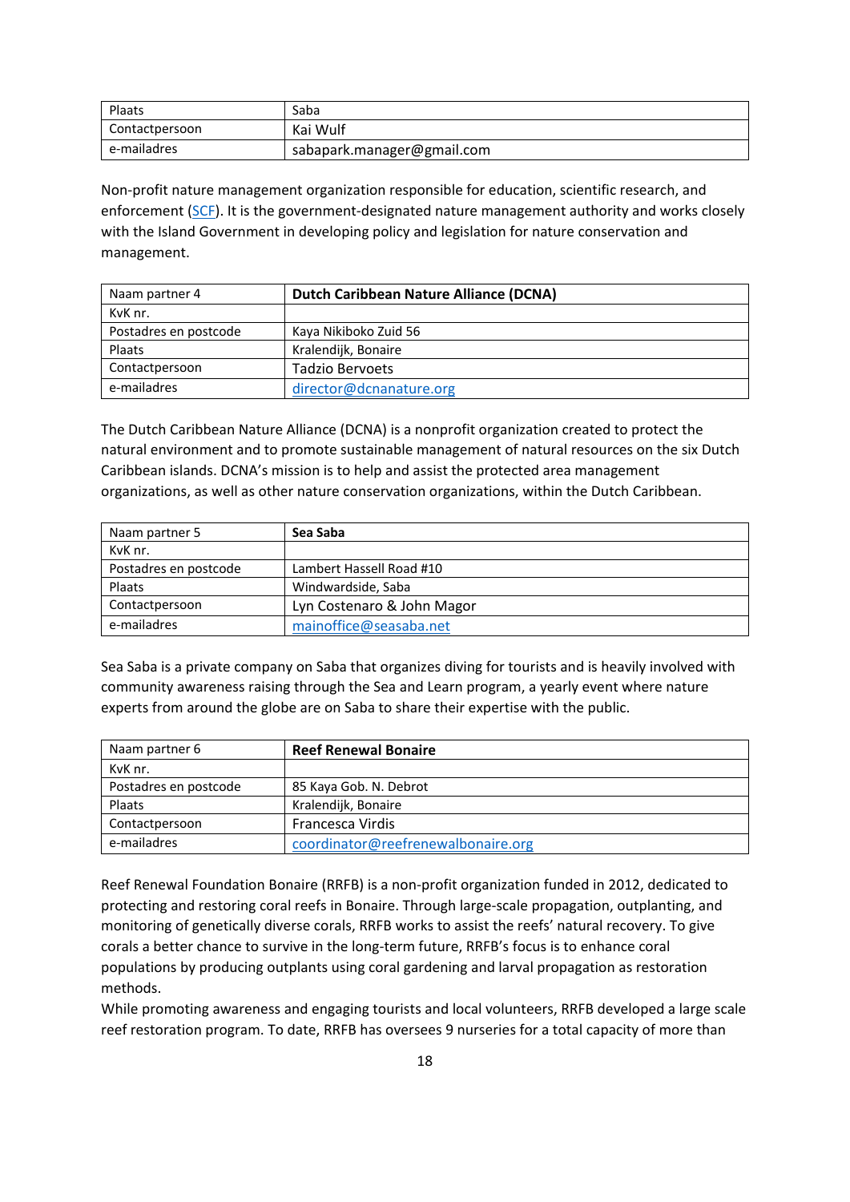| Plaats | Saba |
|---|---|
| Contactpersoon | Kai Wulf |
| e-mailadres | sabapark.manager@gmail.com |

Non-profit nature management organization responsible for education, scientific research, and enforcement (SCF). It is the government-designated nature management authority and works closely with the Island Government in developing policy and legislation for nature conservation and management.

| Naam partner 4 | **Dutch Caribbean Nature Alliance (DCNA)** |
|---|---|
| KvK nr. | |
| Postadres en postcode | Kaya Nikiboko Zuid 56 |
| Plaats | Kralendijk, Bonaire |
| Contactpersoon | Tadzio Bervoets |
| e-mailadres | director@dcnanature.org |

The Dutch Caribbean Nature Alliance (DCNA) is a nonprofit organization created to protect the natural environment and to promote sustainable management of natural resources on the six Dutch Caribbean islands. DCNA's mission is to help and assist the protected area management organizations, as well as other nature conservation organizations, within the Dutch Caribbean.

| Naam partner 5 | **Sea Saba** |
|---|---|
| KvK nr. | |
| Postadres en postcode | Lambert Hassell Road #10 |
| Plaats | Windwardside, Saba |
| Contactpersoon | Lyn Costenaro & John Magor |
| e-mailadres | mainoffice@seasaba.net |

Sea Saba is a private company on Saba that organizes diving for tourists and is heavily involved with community awareness raising through the Sea and Learn program, a yearly event where nature experts from around the globe are on Saba to share their expertise with the public.

| Naam partner 6 | **Reef Renewal Bonaire** |
|---|---|
| KvK nr. | |
| Postadres en postcode | 85 Kaya Gob. N. Debrot |
| Plaats | Kralendijk, Bonaire |
| Contactpersoon | Francesca Virdis |
| e-mailadres | coordinator@reefrenewalbonaire.org |

Reef Renewal Foundation Bonaire (RRFB) is a non-profit organization funded in 2012, dedicated to protecting and restoring coral reefs in Bonaire. Through large-scale propagation, outplanting, and monitoring of genetically diverse corals, RRFB works to assist the reefs' natural recovery. To give corals a better chance to survive in the long-term future, RRFB's focus is to enhance coral populations by producing outplants using coral gardening and larval propagation as restoration methods.

While promoting awareness and engaging tourists and local volunteers, RRFB developed a large scale reef restoration program. To date, RRFB has oversees 9 nurseries for a total capacity of more than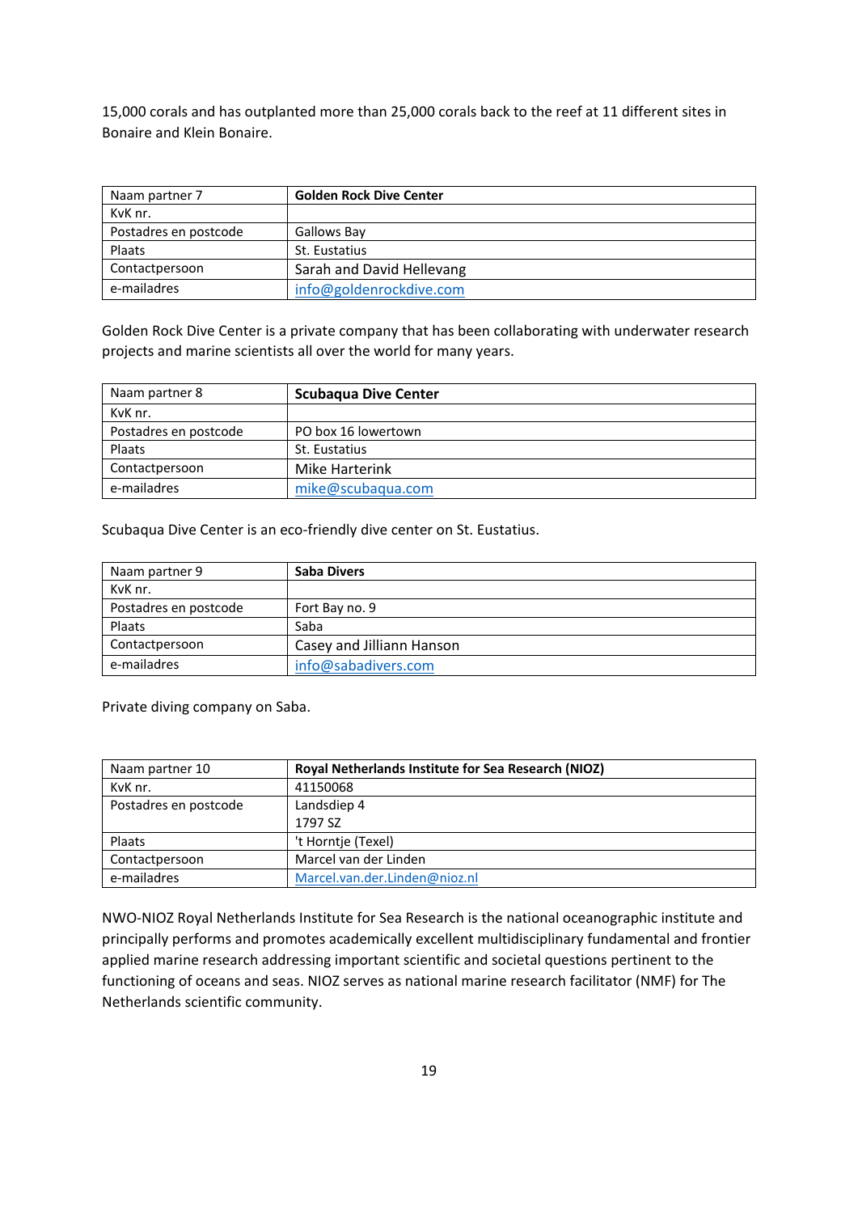15,000 corals and has outplanted more than 25,000 corals back to the reef at 11 different sites in Bonaire and Klein Bonaire.

| Naam partner 7 | **Golden Rock Dive Center** |
|---|---|
| KvK nr. | |
| Postadres en postcode | Gallows Bay |
| Plaats | St. Eustatius |
| Contactpersoon | Sarah and David Hellevang |
| e-mailadres | info@goldenrockdive.com |

Golden Rock Dive Center is a private company that has been collaborating with underwater research projects and marine scientists all over the world for many years.

| Naam partner 8 | **Scubaqua Dive Center** |
|---|---|
| KvK nr. | |
| Postadres en postcode | PO box 16 lowertown |
| Plaats | St. Eustatius |
| Contactpersoon | Mike Harterink |
| e-mailadres | mike@scubaqua.com |

Scubaqua Dive Center is an eco-friendly dive center on St. Eustatius.

| Naam partner 9 | **Saba Divers** |
|---|---|
| KvK nr. | |
| Postadres en postcode | Fort Bay no. 9 |
| Plaats | Saba |
| Contactpersoon | Casey and Jilliann Hanson |
| e-mailadres | info@sabadivers.com |

Private diving company on Saba.

| Naam partner 10 | **Royal Netherlands Institute for Sea Research (NIOZ)** |
|---|---|
| KvK nr. | 41150068 |
| Postadres en postcode | Landsdiep 4<br>1797 SZ |
| Plaats | 't Horntje (Texel) |
| Contactpersoon | Marcel van der Linden |
| e-mailadres | Marcel.van.der.Linden@nioz.nl |

NWO-NIOZ Royal Netherlands Institute for Sea Research is the national oceanographic institute and principally performs and promotes academically excellent multidisciplinary fundamental and frontier applied marine research addressing important scientific and societal questions pertinent to the functioning of oceans and seas. NIOZ serves as national marine research facilitator (NMF) for The Netherlands scientific community.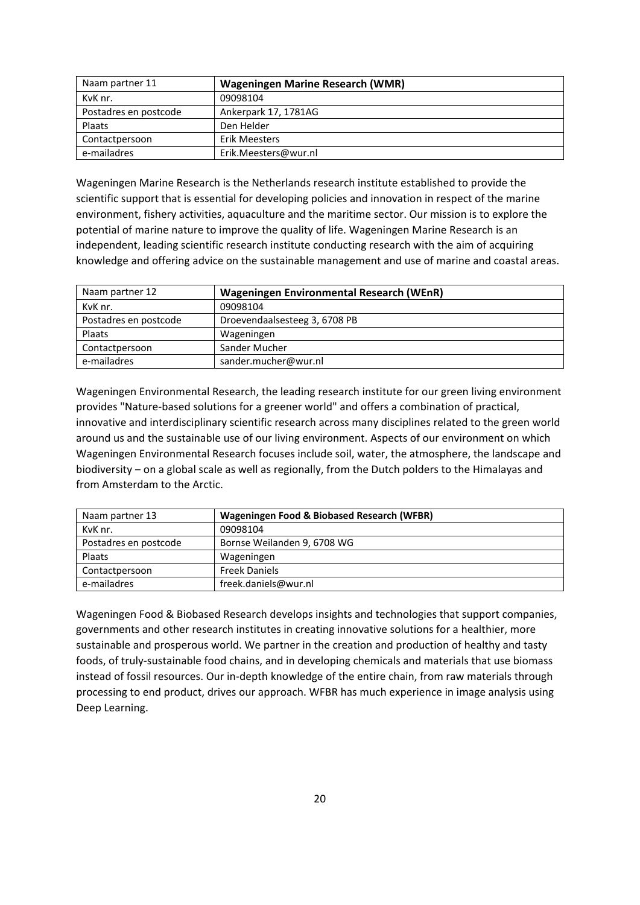| Naam partner 11 | **Wageningen Marine Research (WMR)** |
|---|---|
| KvK nr. | 09098104 |
| Postadres en postcode | Ankerpark 17, 1781AG |
| Plaats | Den Helder |
| Contactpersoon | Erik Meesters |
| e-mailadres | Erik.Meesters@wur.nl |

Wageningen Marine Research is the Netherlands research institute established to provide the scientific support that is essential for developing policies and innovation in respect of the marine environment, fishery activities, aquaculture and the maritime sector. Our mission is to explore the potential of marine nature to improve the quality of life. Wageningen Marine Research is an independent, leading scientific research institute conducting research with the aim of acquiring knowledge and offering advice on the sustainable management and use of marine and coastal areas.

| Naam partner 12 | **Wageningen Environmental Research (WEnR)** |
|---|---|
| KvK nr. | 09098104 |
| Postadres en postcode | Droevendaalsesteeg 3, 6708 PB |
| Plaats | Wageningen |
| Contactpersoon | Sander Mucher |
| e-mailadres | sander.mucher@wur.nl |

Wageningen Environmental Research, the leading research institute for our green living environment provides "Nature-based solutions for a greener world" and offers a combination of practical, innovative and interdisciplinary scientific research across many disciplines related to the green world around us and the sustainable use of our living environment. Aspects of our environment on which Wageningen Environmental Research focuses include soil, water, the atmosphere, the landscape and biodiversity – on a global scale as well as regionally, from the Dutch polders to the Himalayas and from Amsterdam to the Arctic.

| Naam partner 13 | **Wageningen Food & Biobased Research (WFBR)** |
|---|---|
| KvK nr. | 09098104 |
| Postadres en postcode | Bornse Weilanden 9, 6708 WG |
| Plaats | Wageningen |
| Contactpersoon | Freek Daniels |
| e-mailadres | freek.daniels@wur.nl |

Wageningen Food & Biobased Research develops insights and technologies that support companies, governments and other research institutes in creating innovative solutions for a healthier, more sustainable and prosperous world. We partner in the creation and production of healthy and tasty foods, of truly-sustainable food chains, and in developing chemicals and materials that use biomass instead of fossil resources. Our in-depth knowledge of the entire chain, from raw materials through processing to end product, drives our approach. WFBR has much experience in image analysis using Deep Learning.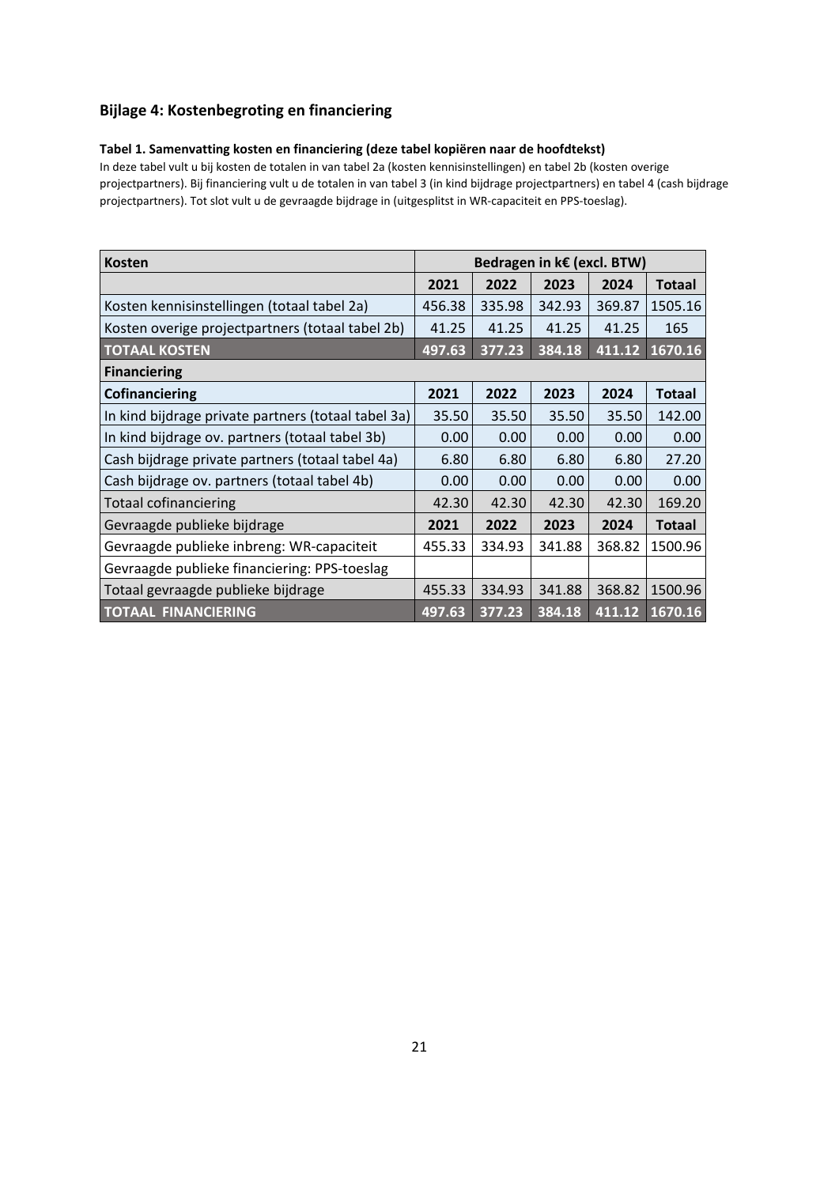## Bijlage 4: Kostenbegroting en financiering

**Tabel 1. Samenvatting kosten en financiering (deze tabel kopiëren naar de hoofdtekst)**

In deze tabel vult u bij kosten de totalen in van tabel 2a (kosten kennisinstellingen) en tabel 2b (kosten overige projectpartners). Bij financiering vult u de totalen in van tabel 3 (in kind bijdrage projectpartners) en tabel 4 (cash bijdrage projectpartners). Tot slot vult u de gevraagde bijdrage in (uitgesplitst in WR-capaciteit en PPS-toeslag).

| **Kosten** | **Bedragen in k€ (excl. BTW)** | | | | |
|---|---|---|---|---|---|
| | **2021** | **2022** | **2023** | **2024** | **Totaal** |
| Kosten kennisinstellingen (totaal tabel 2a) | 456.38 | 335.98 | 342.93 | 369.87 | 1505.16 |
| Kosten overige projectpartners (totaal tabel 2b) | 41.25 | 41.25 | 41.25 | 41.25 | 165 |
| **TOTAAL KOSTEN** | **497.63** | **377.23** | **384.18** | **411.12** | **1670.16** |
| **Financiering** | | | | | |
| **Cofinanciering** | **2021** | **2022** | **2023** | **2024** | **Totaal** |
| In kind bijdrage private partners (totaal tabel 3a) | 35.50 | 35.50 | 35.50 | 35.50 | 142.00 |
| In kind bijdrage ov. partners (totaal tabel 3b) | 0.00 | 0.00 | 0.00 | 0.00 | 0.00 |
| Cash bijdrage private partners (totaal tabel 4a) | 6.80 | 6.80 | 6.80 | 6.80 | 27.20 |
| Cash bijdrage ov. partners (totaal tabel 4b) | 0.00 | 0.00 | 0.00 | 0.00 | 0.00 |
| Totaal cofinanciering | 42.30 | 42.30 | 42.30 | 42.30 | 169.20 |
| Gevraagde publieke bijdrage | **2021** | **2022** | **2023** | **2024** | **Totaal** |
| Gevraagde publieke inbreng: WR-capaciteit | 455.33 | 334.93 | 341.88 | 368.82 | 1500.96 |
| Gevraagde publieke financiering: PPS-toeslag | | | | | |
| Totaal gevraagde publieke bijdrage | 455.33 | 334.93 | 341.88 | 368.82 | 1500.96 |
| **TOTAAL FINANCIERING** | **497.63** | **377.23** | **384.18** | **411.12** | **1670.16** |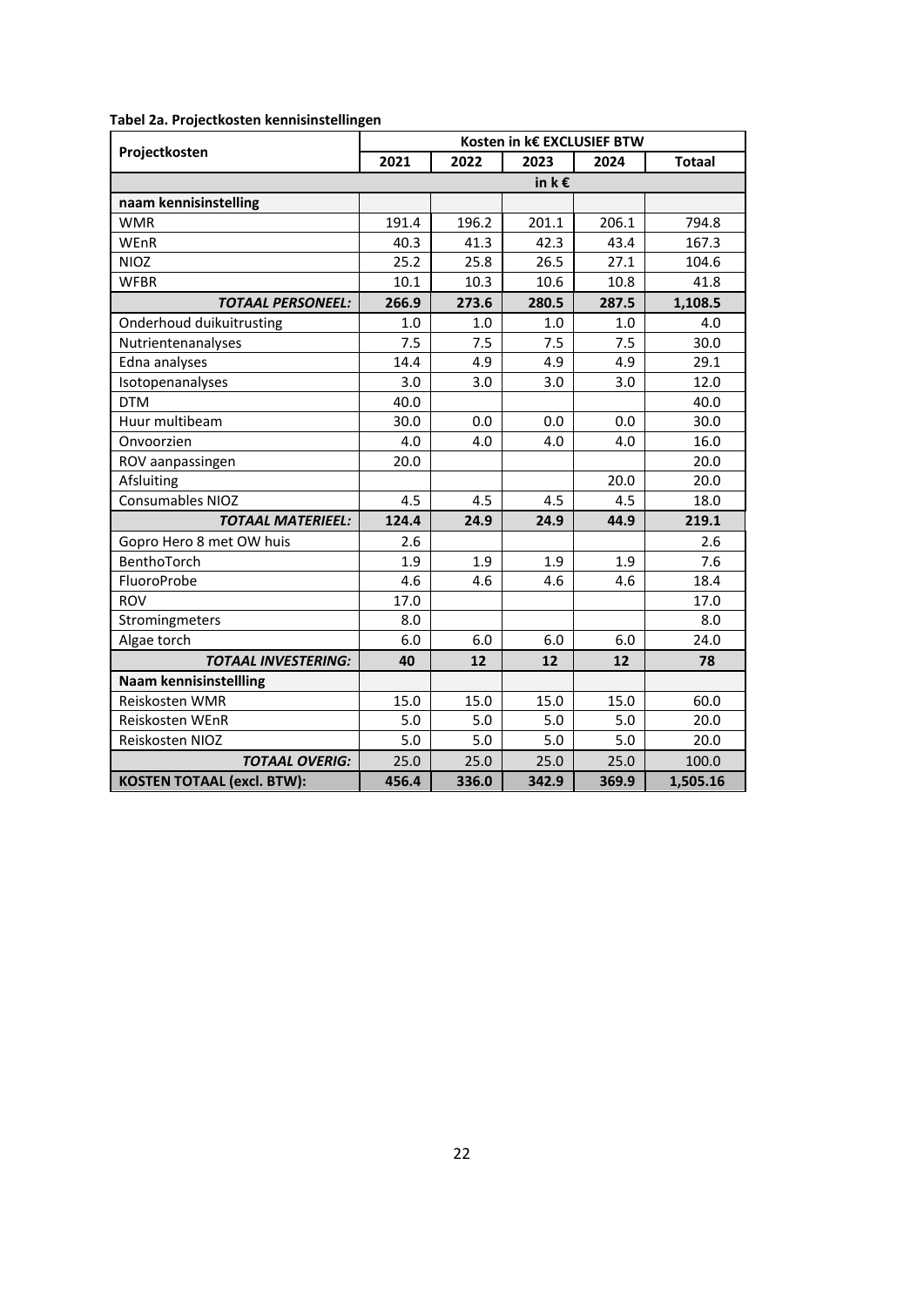**Tabel 2a. Projectkosten kennisinstellingen**

| Projectkosten | Kosten in k€ EXCLUSIEF BTW | | | | |
|---|---|---|---|---|---|
| | 2021 | 2022 | 2023 | 2024 | Totaal |
| | | | in k € | | |
| **naam kennisinstelling** | | | | | |
| WMR | 191.4 | 196.2 | 201.1 | 206.1 | 794.8 |
| WEnR | 40.3 | 41.3 | 42.3 | 43.4 | 167.3 |
| NIOZ | 25.2 | 25.8 | 26.5 | 27.1 | 104.6 |
| WFBR | 10.1 | 10.3 | 10.6 | 10.8 | 41.8 |
| ***TOTAAL PERSONEEL:*** | **266.9** | **273.6** | **280.5** | **287.5** | **1,108.5** |
| Onderhoud duikuitrusting | 1.0 | 1.0 | 1.0 | 1.0 | 4.0 |
| Nutrientenanalyses | 7.5 | 7.5 | 7.5 | 7.5 | 30.0 |
| Edna analyses | 14.4 | 4.9 | 4.9 | 4.9 | 29.1 |
| Isotopenanalyses | 3.0 | 3.0 | 3.0 | 3.0 | 12.0 |
| DTM | 40.0 | | | | 40.0 |
| Huur multibeam | 30.0 | 0.0 | 0.0 | 0.0 | 30.0 |
| Onvoorzien | 4.0 | 4.0 | 4.0 | 4.0 | 16.0 |
| ROV aanpassingen | 20.0 | | | | 20.0 |
| Afsluiting | | | | 20.0 | 20.0 |
| Consumables NIOZ | 4.5 | 4.5 | 4.5 | 4.5 | 18.0 |
| ***TOTAAL MATERIEEL:*** | **124.4** | **24.9** | **24.9** | **44.9** | **219.1** |
| Gopro Hero 8 met OW huis | 2.6 | | | | 2.6 |
| BenthoTorch | 1.9 | 1.9 | 1.9 | 1.9 | 7.6 |
| FluoroProbe | 4.6 | 4.6 | 4.6 | 4.6 | 18.4 |
| ROV | 17.0 | | | | 17.0 |
| Stromingmeters | 8.0 | | | | 8.0 |
| Algae torch | 6.0 | 6.0 | 6.0 | 6.0 | 24.0 |
| ***TOTAAL INVESTERING:*** | **40** | **12** | **12** | **12** | **78** |
| **Naam kennisinstellling** | | | | | |
| Reiskosten WMR | 15.0 | 15.0 | 15.0 | 15.0 | 60.0 |
| Reiskosten WEnR | 5.0 | 5.0 | 5.0 | 5.0 | 20.0 |
| Reiskosten NIOZ | 5.0 | 5.0 | 5.0 | 5.0 | 20.0 |
| ***TOTAAL OVERIG:*** | 25.0 | 25.0 | 25.0 | 25.0 | 100.0 |
| **KOSTEN TOTAAL (excl. BTW):** | **456.4** | **336.0** | **342.9** | **369.9** | **1,505.16** |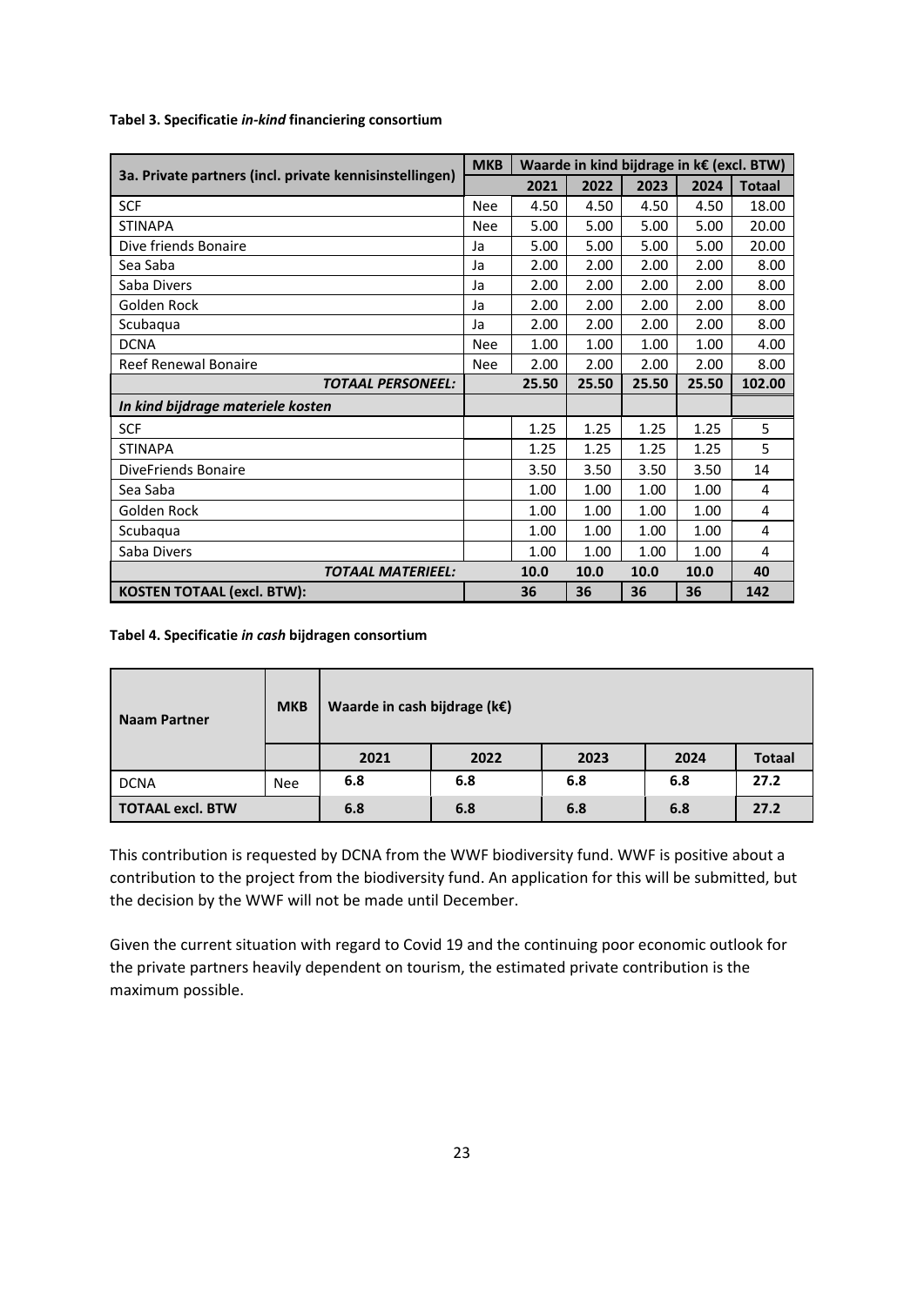**Tabel 3. Specificatie *in-kind* financiering consortium**

| 3a. Private partners (incl. private kennisinstellingen) | MKB | Waarde in kind bijdrage in k€ (excl. BTW) | | | | |
|---|---|---|---|---|---|---|
| | | 2021 | 2022 | 2023 | 2024 | Totaal |
| SCF | Nee | 4.50 | 4.50 | 4.50 | 4.50 | 18.00 |
| STINAPA | Nee | 5.00 | 5.00 | 5.00 | 5.00 | 20.00 |
| Dive friends Bonaire | Ja | 5.00 | 5.00 | 5.00 | 5.00 | 20.00 |
| Sea Saba | Ja | 2.00 | 2.00 | 2.00 | 2.00 | 8.00 |
| Saba Divers | Ja | 2.00 | 2.00 | 2.00 | 2.00 | 8.00 |
| Golden Rock | Ja | 2.00 | 2.00 | 2.00 | 2.00 | 8.00 |
| Scubaqua | Ja | 2.00 | 2.00 | 2.00 | 2.00 | 8.00 |
| DCNA | Nee | 1.00 | 1.00 | 1.00 | 1.00 | 4.00 |
| Reef Renewal Bonaire | Nee | 2.00 | 2.00 | 2.00 | 2.00 | 8.00 |
| ***TOTAAL PERSONEEL:*** | | **25.50** | **25.50** | **25.50** | **25.50** | **102.00** |
| ***In kind bijdrage materiele kosten*** | | | | | | |
| SCF | | 1.25 | 1.25 | 1.25 | 1.25 | 5 |
| STINAPA | | 1.25 | 1.25 | 1.25 | 1.25 | 5 |
| DiveFriends Bonaire | | 3.50 | 3.50 | 3.50 | 3.50 | 14 |
| Sea Saba | | 1.00 | 1.00 | 1.00 | 1.00 | 4 |
| Golden Rock | | 1.00 | 1.00 | 1.00 | 1.00 | 4 |
| Scubaqua | | 1.00 | 1.00 | 1.00 | 1.00 | 4 |
| Saba Divers | | 1.00 | 1.00 | 1.00 | 1.00 | 4 |
| ***TOTAAL MATERIEEL:*** | | **10.0** | **10.0** | **10.0** | **10.0** | **40** |
| **KOSTEN TOTAAL (excl. BTW):** | | **36** | **36** | **36** | **36** | **142** |

**Tabel 4. Specificatie *in cash* bijdragen consortium**

| Naam Partner | MKB | Waarde in cash bijdrage (k€) | | | | |
|---|---|---|---|---|---|---|
| | | 2021 | 2022 | 2023 | 2024 | Totaal |
| DCNA | Nee | **6.8** | **6.8** | **6.8** | **6.8** | **27.2** |
| **TOTAAL excl. BTW** | | **6.8** | **6.8** | **6.8** | **6.8** | **27.2** |

This contribution is requested by DCNA from the WWF biodiversity fund. WWF is positive about a contribution to the project from the biodiversity fund. An application for this will be submitted, but the decision by the WWF will not be made until December.

Given the current situation with regard to Covid 19 and the continuing poor economic outlook for the private partners heavily dependent on tourism, the estimated private contribution is the maximum possible.